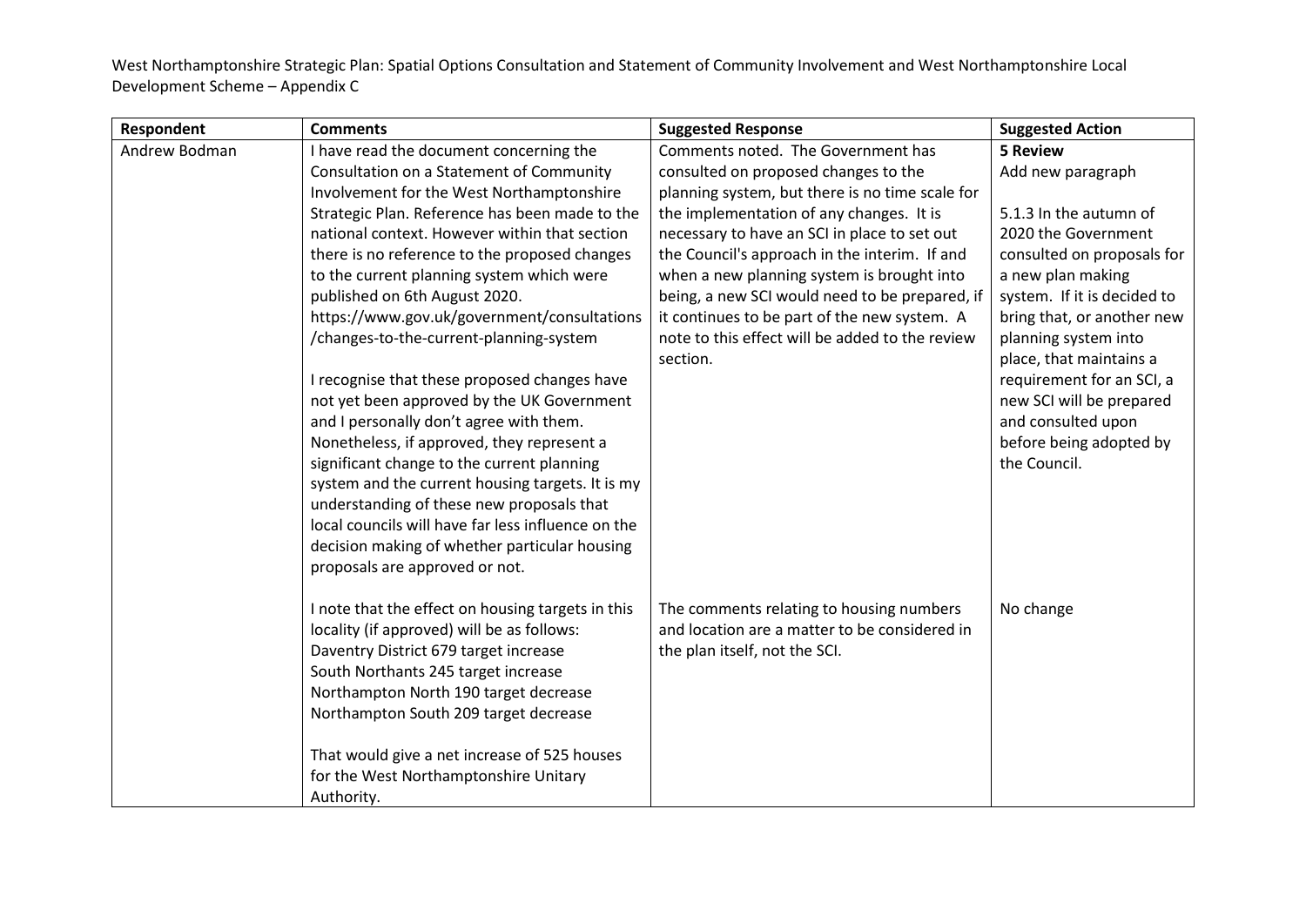West Northamptonshire Strategic Plan: Spatial Options Consultation and Statement of Community Involvement and West Northamptonshire Local Development Scheme – Appendix C

| Respondent | Comments | Suggested Response | Suggested Action |
|---|---|---|---|
| Andrew Bodman | I have read the document concerning the Consultation on a Statement of Community Involvement for the West Northamptonshire Strategic Plan. Reference has been made to the national context. However within that section there is no reference to the proposed changes to the current planning system which were published on 6th August 2020. https://www.gov.uk/government/consultations/changes-to-the-current-planning-system<br><br>I recognise that these proposed changes have not yet been approved by the UK Government and I personally don't agree with them. Nonetheless, if approved, they represent a significant change to the current planning system and the current housing targets. It is my understanding of these new proposals that local councils will have far less influence on the decision making of whether particular housing proposals are approved or not. | Comments noted. The Government has consulted on proposed changes to the planning system, but there is no time scale for the implementation of any changes. It is necessary to have an SCI in place to set out the Council's approach in the interim. If and when a new planning system is brought into being, a new SCI would need to be prepared, if it continues to be part of the new system. A note to this effect will be added to the review section. | **5 Review**<br>Add new paragraph<br><br>5.1.3 In the autumn of 2020 the Government consulted on proposals for a new plan making system. If it is decided to bring that, or another new planning system into place, that maintains a requirement for an SCI, a new SCI will be prepared and consulted upon before being adopted by the Council. |
| | I note that the effect on housing targets in this locality (if approved) will be as follows:<br>Daventry District 679 target increase<br>South Northants 245 target increase<br>Northampton North 190 target decrease<br>Northampton South 209 target decrease<br><br>That would give a net increase of 525 houses for the West Northamptonshire Unitary Authority. | The comments relating to housing numbers and location are a matter to be considered in the plan itself, not the SCI. | No change |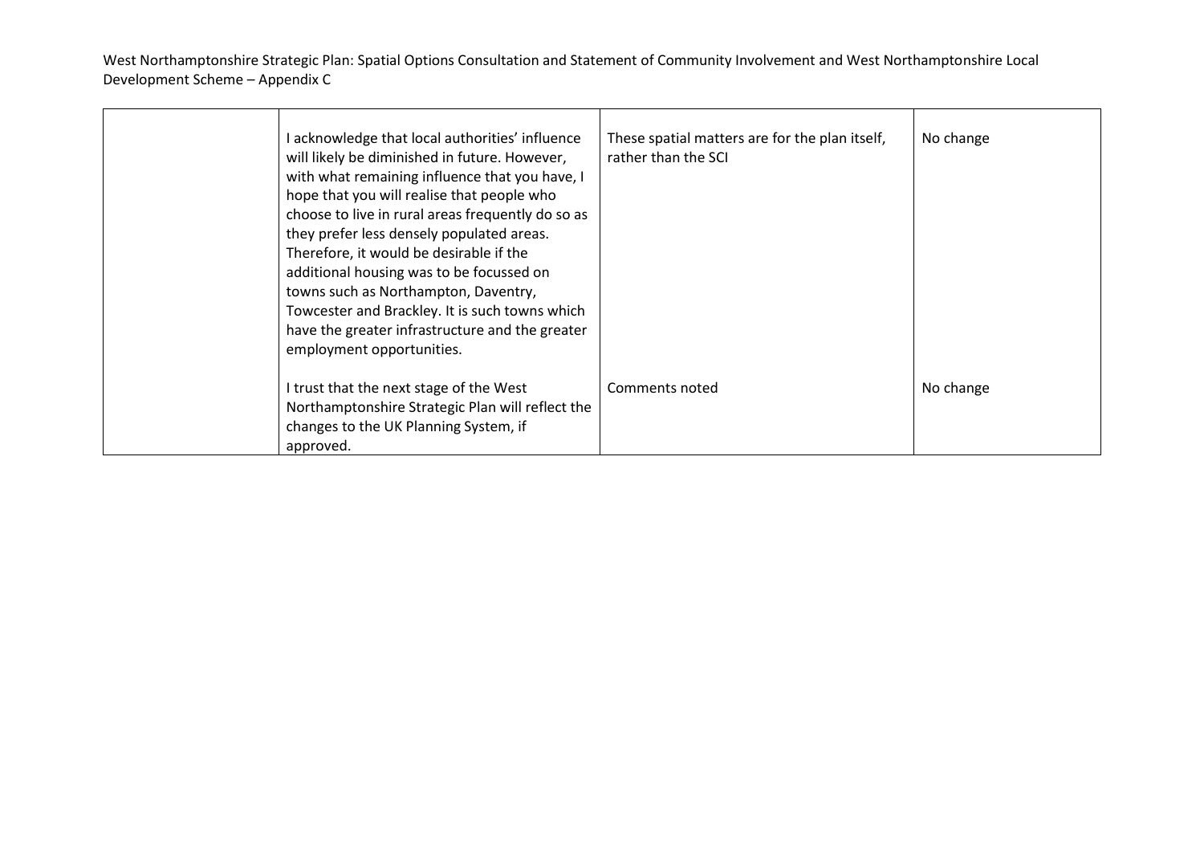|  | I acknowledge that local authorities' influence will likely be diminished in future. However, with what remaining influence that you have, I hope that you will realise that people who choose to live in rural areas frequently do so as they prefer less densely populated areas. Therefore, it would be desirable if the additional housing was to be focussed on towns such as Northampton, Daventry, Towcester and Brackley. It is such towns which have the greater infrastructure and the greater employment opportunities. | These spatial matters are for the plan itself, rather than the SCI | No change |
|---|---|---|---|
|  | I trust that the next stage of the West Northamptonshire Strategic Plan will reflect the changes to the UK Planning System, if approved. | Comments noted | No change |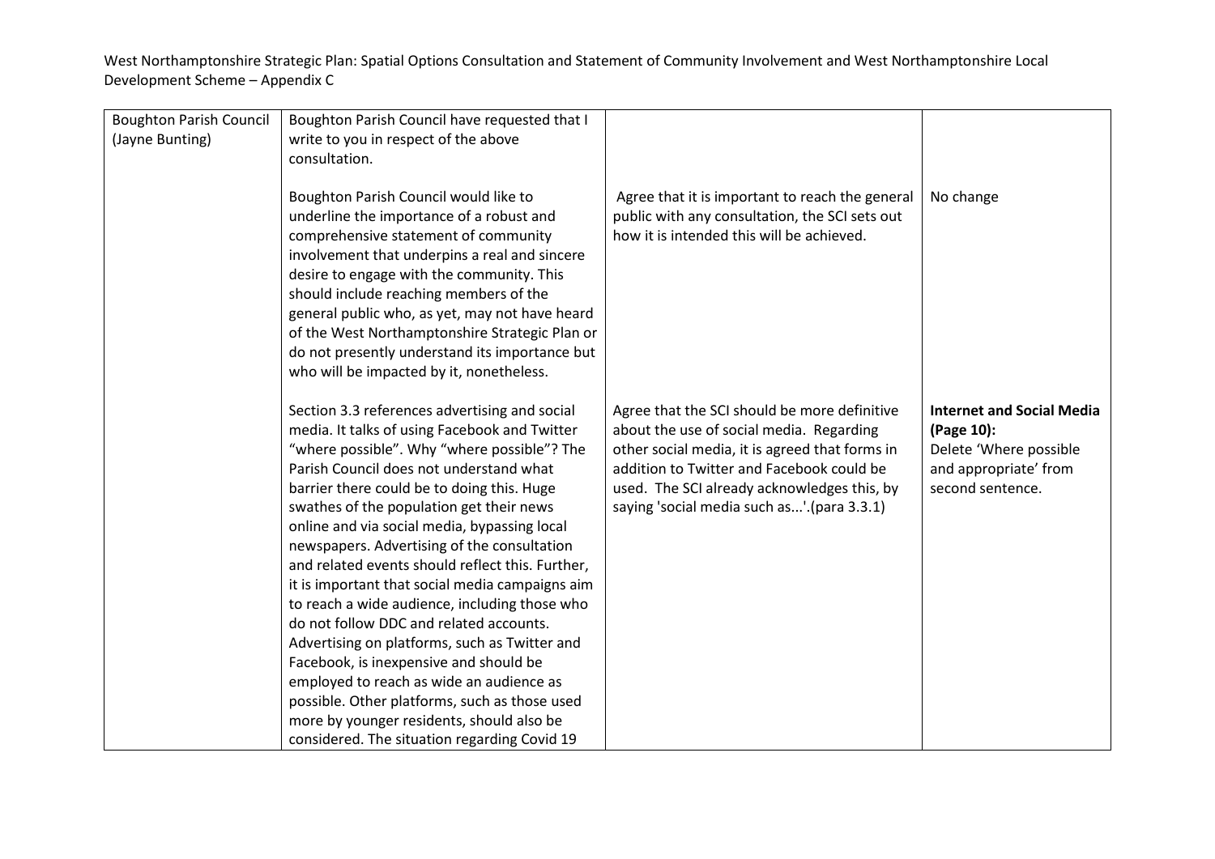| Boughton Parish Council (Jayne Bunting) | Boughton Parish Council have requested that I write to you in respect of the above consultation. | | |
|---|---|---|---|
| | Boughton Parish Council would like to underline the importance of a robust and comprehensive statement of community involvement that underpins a real and sincere desire to engage with the community. This should include reaching members of the general public who, as yet, may not have heard of the West Northamptonshire Strategic Plan or do not presently understand its importance but who will be impacted by it, nonetheless. | Agree that it is important to reach the general public with any consultation, the SCI sets out how it is intended this will be achieved. | No change |
| | Section 3.3 references advertising and social media. It talks of using Facebook and Twitter "where possible". Why "where possible"? The Parish Council does not understand what barrier there could be to doing this. Huge swathes of the population get their news online and via social media, bypassing local newspapers. Advertising of the consultation and related events should reflect this. Further, it is important that social media campaigns aim to reach a wide audience, including those who do not follow DDC and related accounts. Advertising on platforms, such as Twitter and Facebook, is inexpensive and should be employed to reach as wide an audience as possible. Other platforms, such as those used more by younger residents, should also be considered. The situation regarding Covid 19 | Agree that the SCI should be more definitive about the use of social media. Regarding other social media, it is agreed that forms in addition to Twitter and Facebook could be used. The SCI already acknowledges this, by saying 'social media such as...'.(para 3.3.1) | **Internet and Social Media (Page 10):** Delete 'Where possible and appropriate' from second sentence. |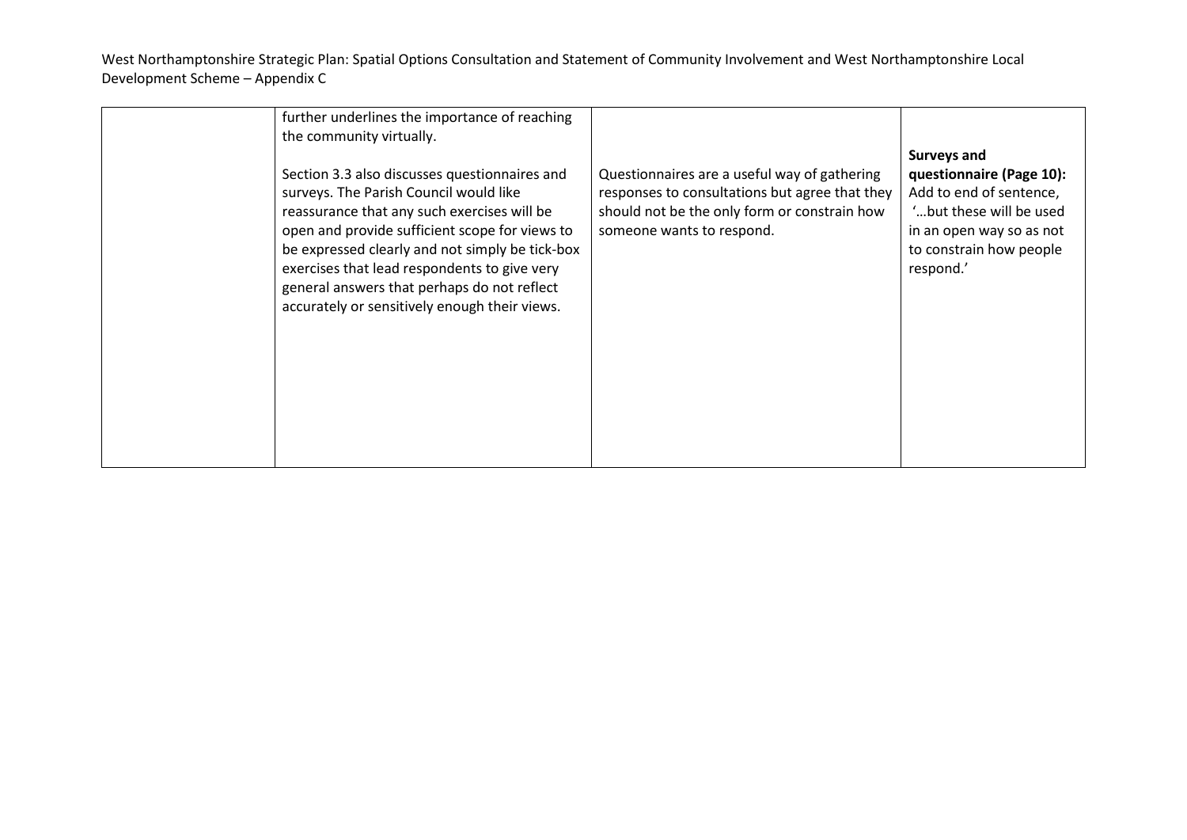| | | | |
|---|---|---|---|
| | further underlines the importance of reaching the community virtually.<br><br>Section 3.3 also discusses questionnaires and surveys. The Parish Council would like reassurance that any such exercises will be open and provide sufficient scope for views to be expressed clearly and not simply be tick-box exercises that lead respondents to give very general answers that perhaps do not reflect accurately or sensitively enough their views. | Questionnaires are a useful way of gathering responses to consultations but agree that they should not be the only form or constrain how someone wants to respond. | **Surveys and questionnaire (Page 10):** Add to end of sentence, '…but these will be used in an open way so as not to constrain how people respond.' |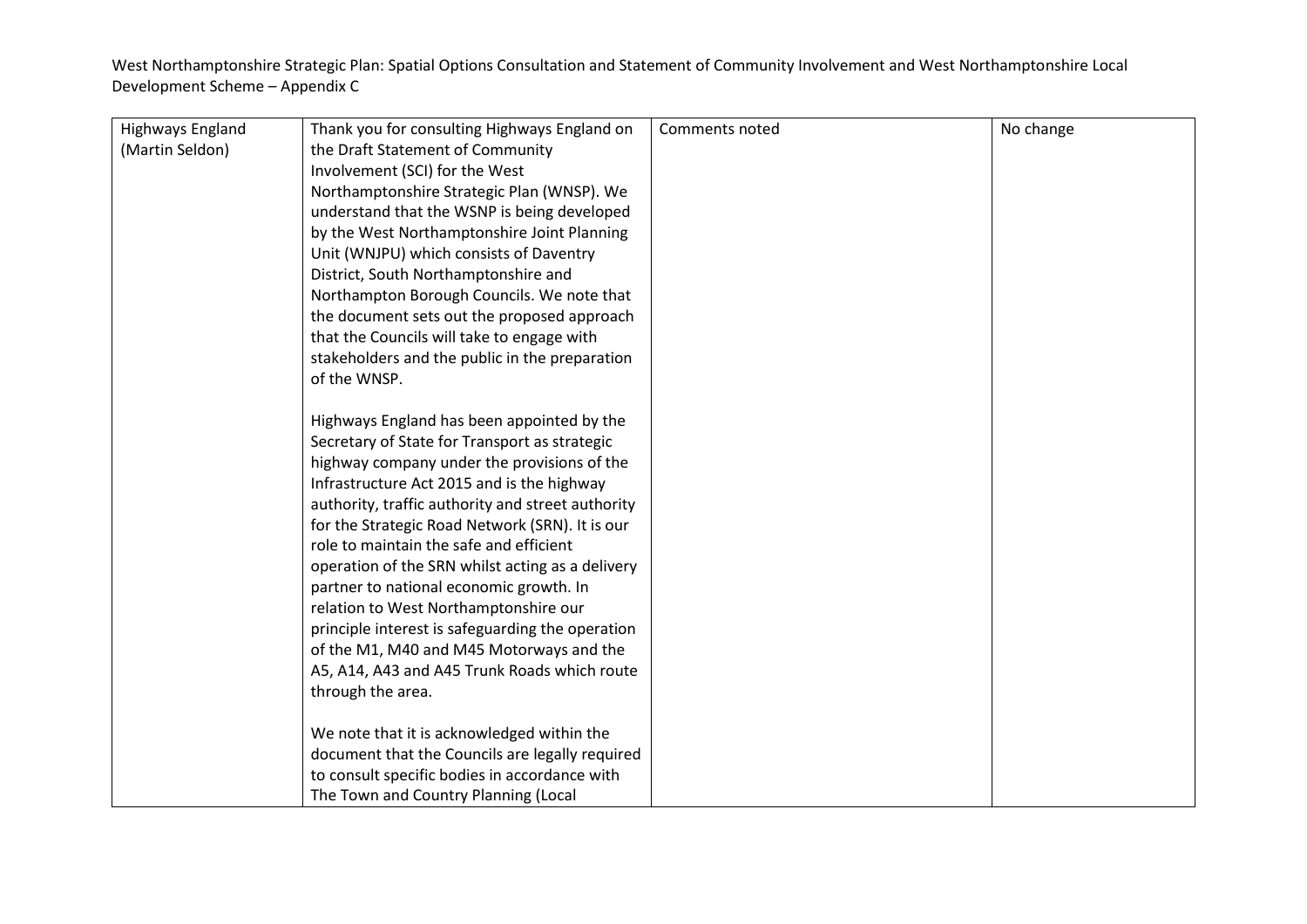| Highways England (Martin Seldon) | Thank you for consulting Highways England on the Draft Statement of Community Involvement (SCI) for the West Northamptonshire Strategic Plan (WNSP). We understand that the WSNP is being developed by the West Northamptonshire Joint Planning Unit (WNJPU) which consists of Daventry District, South Northamptonshire and Northampton Borough Councils. We note that the document sets out the proposed approach that the Councils will take to engage with stakeholders and the public in the preparation of the WNSP.<br><br>Highways England has been appointed by the Secretary of State for Transport as strategic highway company under the provisions of the Infrastructure Act 2015 and is the highway authority, traffic authority and street authority for the Strategic Road Network (SRN). It is our role to maintain the safe and efficient operation of the SRN whilst acting as a delivery partner to national economic growth. In relation to West Northamptonshire our principle interest is safeguarding the operation of the M1, M40 and M45 Motorways and the A5, A14, A43 and A45 Trunk Roads which route through the area.<br><br>We note that it is acknowledged within the document that the Councils are legally required to consult specific bodies in accordance with The Town and Country Planning (Local | Comments noted | No change |
|---|---|---|---|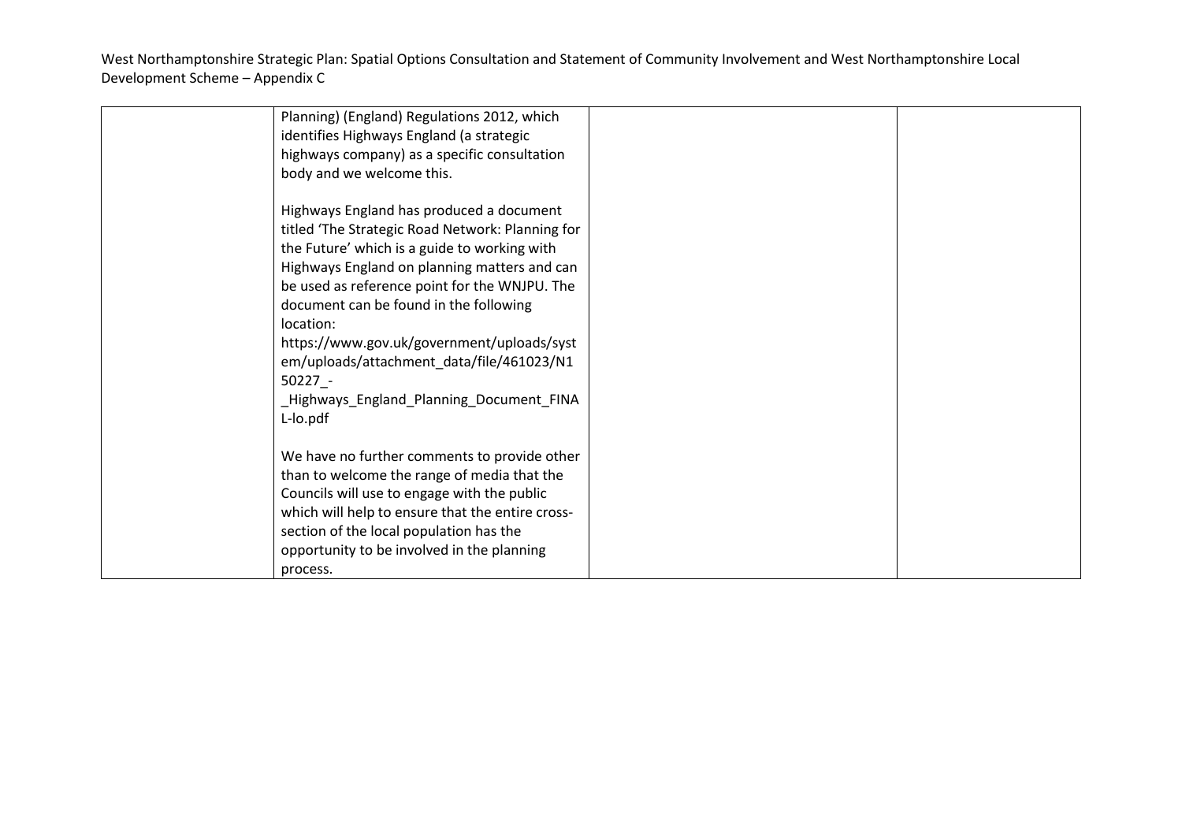| | | | |
|---|---|---|---|
| | Planning) (England) Regulations 2012, which identifies Highways England (a strategic highways company) as a specific consultation body and we welcome this.<br><br>Highways England has produced a document titled 'The Strategic Road Network: Planning for the Future' which is a guide to working with Highways England on planning matters and can be used as reference point for the WNJPU. The document can be found in the following location: https://www.gov.uk/government/uploads/system/uploads/attachment_data/file/461023/N150227_-_Highways_England_Planning_Document_FINAL-lo.pdf<br><br>We have no further comments to provide other than to welcome the range of media that the Councils will use to engage with the public which will help to ensure that the entire cross-section of the local population has the opportunity to be involved in the planning process. | | |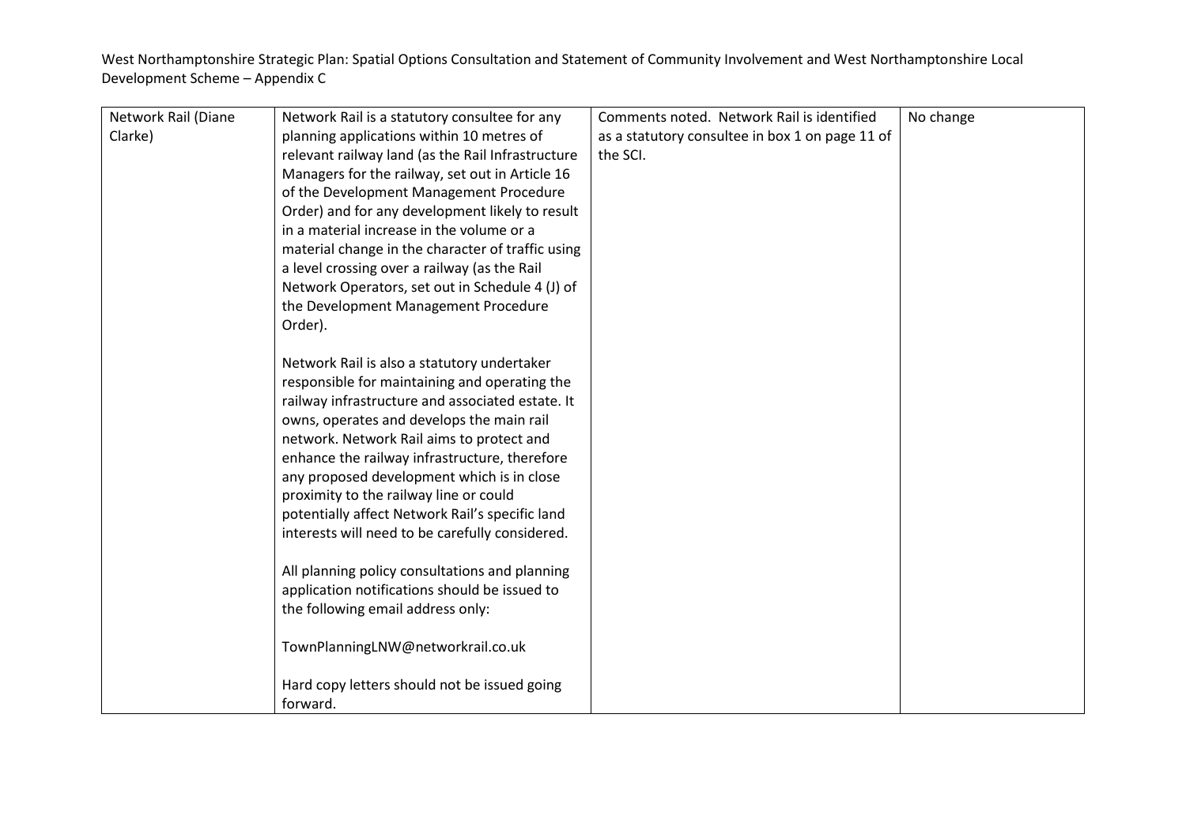| Network Rail (Diane Clarke) | Network Rail is a statutory consultee for any planning applications within 10 metres of relevant railway land (as the Rail Infrastructure Managers for the railway, set out in Article 16 of the Development Management Procedure Order) and for any development likely to result in a material increase in the volume or a material change in the character of traffic using a level crossing over a railway (as the Rail Network Operators, set out in Schedule 4 (J) of the Development Management Procedure Order).<br><br>Network Rail is also a statutory undertaker responsible for maintaining and operating the railway infrastructure and associated estate. It owns, operates and develops the main rail network. Network Rail aims to protect and enhance the railway infrastructure, therefore any proposed development which is in close proximity to the railway line or could potentially affect Network Rail's specific land interests will need to be carefully considered.<br><br>All planning policy consultations and planning application notifications should be issued to the following email address only:<br><br>TownPlanningLNW@networkrail.co.uk<br><br>Hard copy letters should not be issued going forward. | Comments noted. Network Rail is identified as a statutory consultee in box 1 on page 11 of the SCI. | No change |
|---|---|---|---|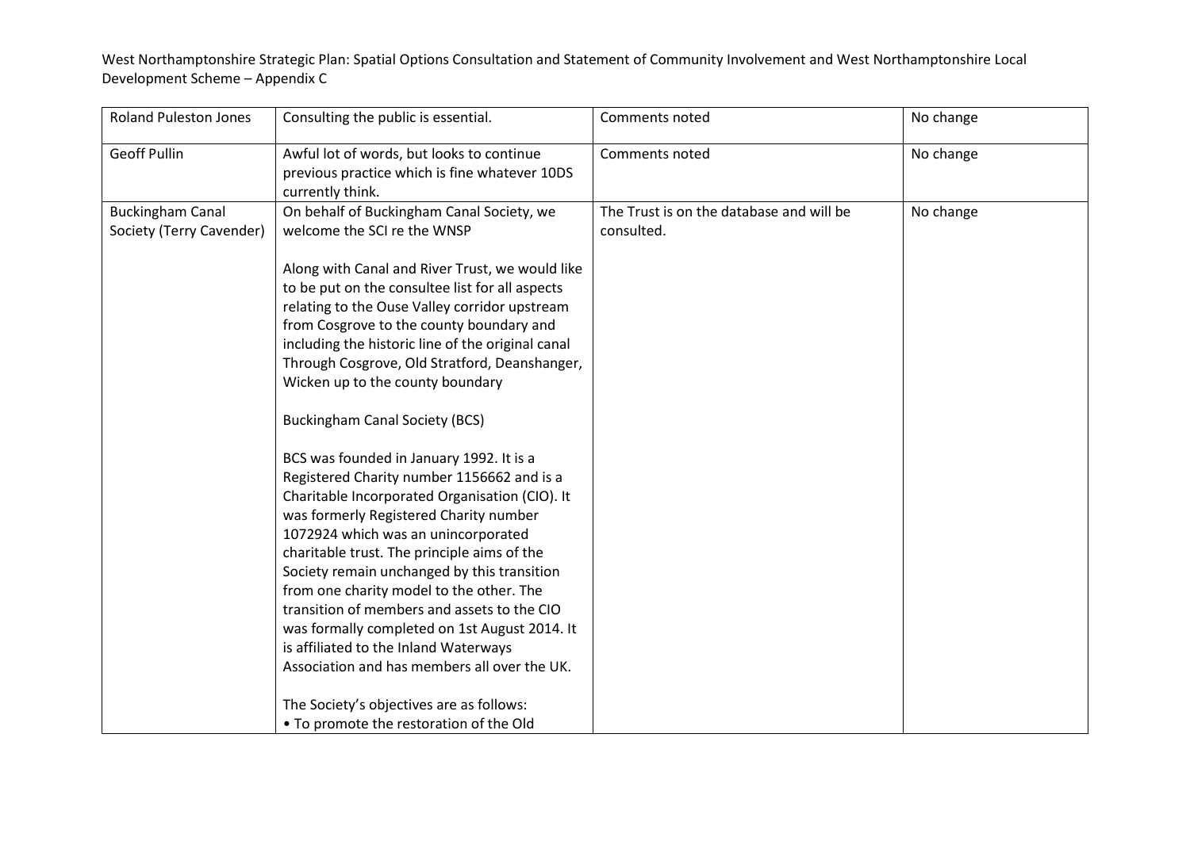| Roland Puleston Jones | Consulting the public is essential. | Comments noted | No change |
|---|---|---|---|
| Geoff Pullin | Awful lot of words, but looks to continue previous practice which is fine whatever 10DS currently think. | Comments noted | No change |
| Buckingham Canal Society (Terry Cavender) | On behalf of Buckingham Canal Society, we welcome the SCI re the WNSP<br><br>Along with Canal and River Trust, we would like to be put on the consultee list for all aspects relating to the Ouse Valley corridor upstream from Cosgrove to the county boundary and including the historic line of the original canal Through Cosgrove, Old Stratford, Deanshanger, Wicken up to the county boundary<br><br>Buckingham Canal Society (BCS)<br><br>BCS was founded in January 1992. It is a Registered Charity number 1156662 and is a Charitable Incorporated Organisation (CIO). It was formerly Registered Charity number 1072924 which was an unincorporated charitable trust. The principle aims of the Society remain unchanged by this transition from one charity model to the other. The transition of members and assets to the CIO was formally completed on 1st August 2014. It is affiliated to the Inland Waterways Association and has members all over the UK.<br><br>The Society's objectives are as follows:<br>• To promote the restoration of the Old | The Trust is on the database and will be consulted. | No change |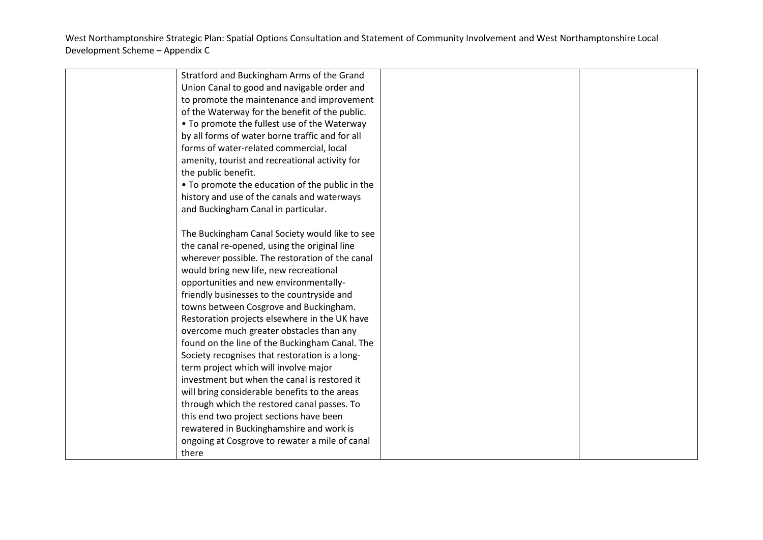| | | | |
|---|---|---|---|
| | Stratford and Buckingham Arms of the Grand Union Canal to good and navigable order and to promote the maintenance and improvement of the Waterway for the benefit of the public.<br>• To promote the fullest use of the Waterway by all forms of water borne traffic and for all forms of water-related commercial, local amenity, tourist and recreational activity for the public benefit.<br>• To promote the education of the public in the history and use of the canals and waterways and Buckingham Canal in particular.<br><br>The Buckingham Canal Society would like to see the canal re-opened, using the original line wherever possible. The restoration of the canal would bring new life, new recreational opportunities and new environmentally-friendly businesses to the countryside and towns between Cosgrove and Buckingham. Restoration projects elsewhere in the UK have overcome much greater obstacles than any found on the line of the Buckingham Canal. The Society recognises that restoration is a long-term project which will involve major investment but when the canal is restored it will bring considerable benefits to the areas through which the restored canal passes. To this end two project sections have been rewatered in Buckinghamshire and work is ongoing at Cosgrove to rewater a mile of canal there | | |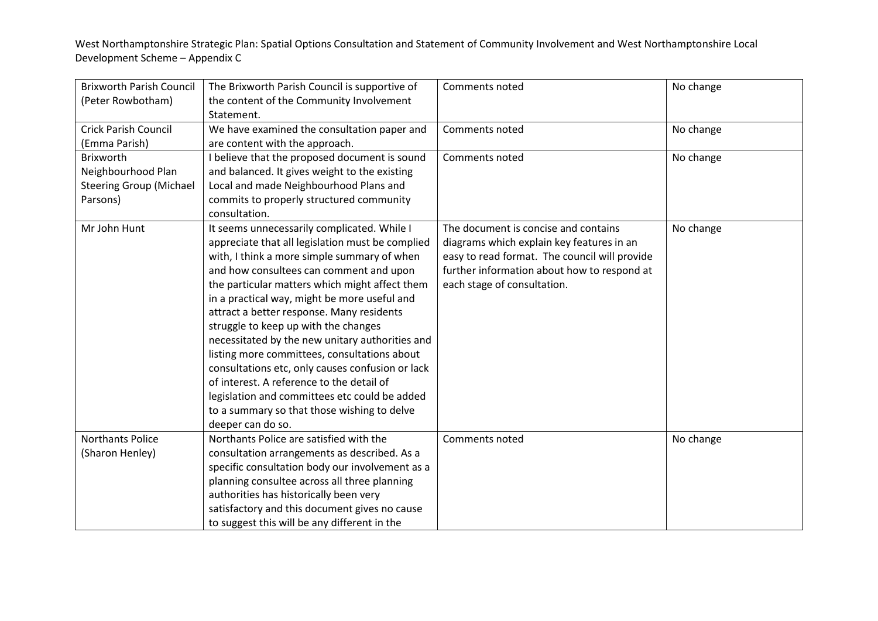| Brixworth Parish Council (Peter Rowbotham) | The Brixworth Parish Council is supportive of the content of the Community Involvement Statement. | Comments noted | No change |
|---|---|---|---|
| Crick Parish Council (Emma Parish) | We have examined the consultation paper and are content with the approach. | Comments noted | No change |
| Brixworth Neighbourhood Plan Steering Group (Michael Parsons) | I believe that the proposed document is sound and balanced. It gives weight to the existing Local and made Neighbourhood Plans and commits to properly structured community consultation. | Comments noted | No change |
| Mr John Hunt | It seems unnecessarily complicated. While I appreciate that all legislation must be complied with, I think a more simple summary of when and how consultees can comment and upon the particular matters which might affect them in a practical way, might be more useful and attract a better response. Many residents struggle to keep up with the changes necessitated by the new unitary authorities and listing more committees, consultations about consultations etc, only causes confusion or lack of interest. A reference to the detail of legislation and committees etc could be added to a summary so that those wishing to delve deeper can do so. | The document is concise and contains diagrams which explain key features in an easy to read format. The council will provide further information about how to respond at each stage of consultation. | No change |
| Northants Police (Sharon Henley) | Northants Police are satisfied with the consultation arrangements as described. As a specific consultation body our involvement as a planning consultee across all three planning authorities has historically been very satisfactory and this document gives no cause to suggest this will be any different in the | Comments noted | No change |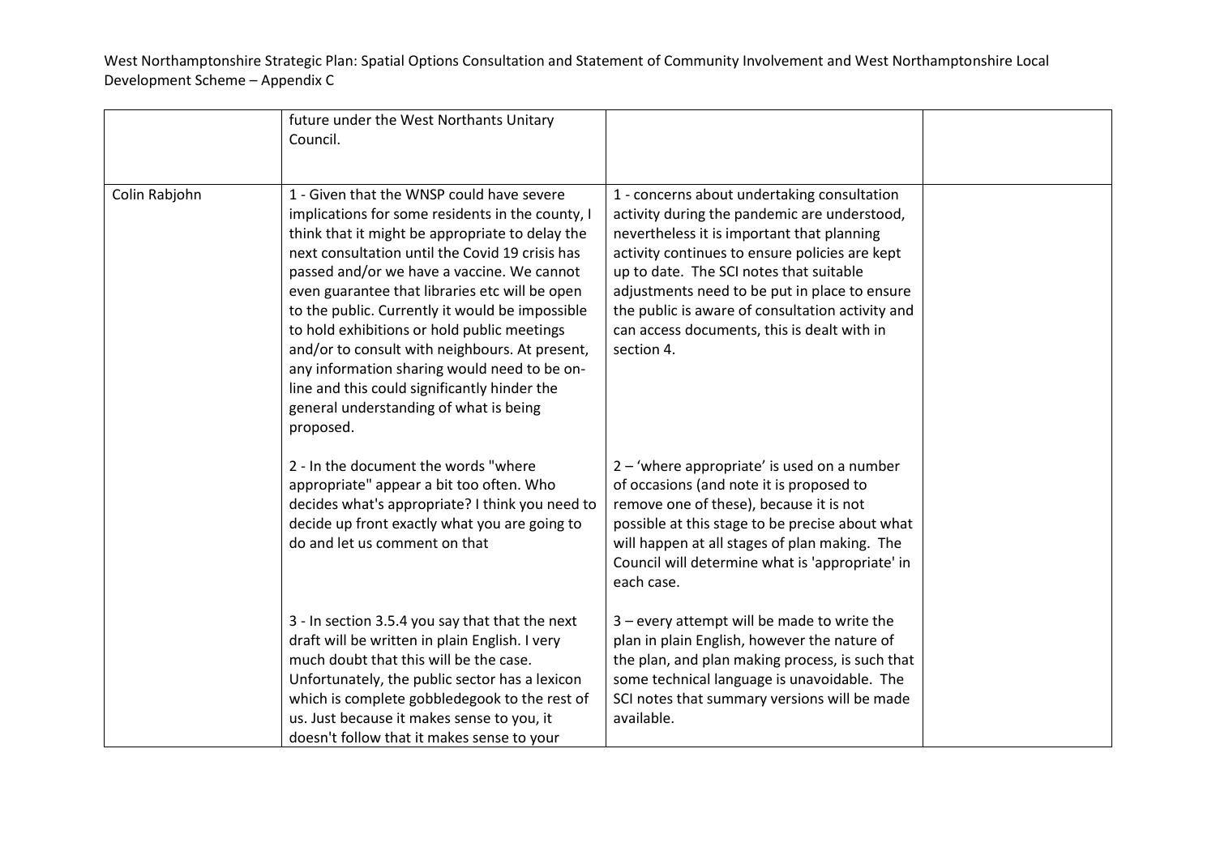|  |  |  |  |
| --- | --- | --- | --- |
|  | future under the West Northants Unitary Council. |  |  |
| Colin Rabjohn | 1 - Given that the WNSP could have severe implications for some residents in the county, I think that it might be appropriate to delay the next consultation until the Covid 19 crisis has passed and/or we have a vaccine. We cannot even guarantee that libraries etc will be open to the public. Currently it would be impossible to hold exhibitions or hold public meetings and/or to consult with neighbours. At present, any information sharing would need to be on-line and this could significantly hinder the general understanding of what is being proposed.<br><br>2 - In the document the words "where appropriate" appear a bit too often. Who decides what's appropriate? I think you need to decide up front exactly what you are going to do and let us comment on that<br><br>3 - In section 3.5.4 you say that that the next draft will be written in plain English. I very much doubt that this will be the case. Unfortunately, the public sector has a lexicon which is complete gobbledegook to the rest of us. Just because it makes sense to you, it doesn't follow that it makes sense to your | 1 - concerns about undertaking consultation activity during the pandemic are understood, nevertheless it is important that planning activity continues to ensure policies are kept up to date. The SCI notes that suitable adjustments need to be put in place to ensure the public is aware of consultation activity and can access documents, this is dealt with in section 4.<br><br>2 – 'where appropriate' is used on a number of occasions (and note it is proposed to remove one of these), because it is not possible at this stage to be precise about what will happen at all stages of plan making. The Council will determine what is 'appropriate' in each case.<br><br>3 – every attempt will be made to write the plan in plain English, however the nature of the plan, and plan making process, is such that some technical language is unavoidable. The SCI notes that summary versions will be made available. |  |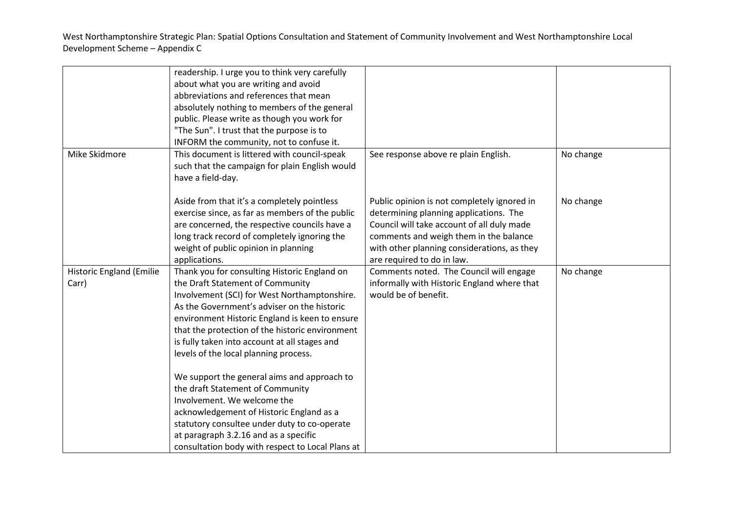| | | | |
|---|---|---|---|
| | readership. I urge you to think very carefully about what you are writing and avoid abbreviations and references that mean absolutely nothing to members of the general public. Please write as though you work for "The Sun". I trust that the purpose is to INFORM the community, not to confuse it. | | |
| Mike Skidmore | This document is littered with council-speak such that the campaign for plain English would have a field-day. | See response above re plain English. | No change |
| | Aside from that it's a completely pointless exercise since, as far as members of the public are concerned, the respective councils have a long track record of completely ignoring the weight of public opinion in planning applications. | Public opinion is not completely ignored in determining planning applications. The Council will take account of all duly made comments and weigh them in the balance with other planning considerations, as they are required to do in law. | No change |
| Historic England (Emilie Carr) | Thank you for consulting Historic England on the Draft Statement of Community Involvement (SCI) for West Northamptonshire. As the Government's adviser on the historic environment Historic England is keen to ensure that the protection of the historic environment is fully taken into account at all stages and levels of the local planning process.<br><br>We support the general aims and approach to the draft Statement of Community Involvement. We welcome the acknowledgement of Historic England as a statutory consultee under duty to co-operate at paragraph 3.2.16 and as a specific consultation body with respect to Local Plans at | Comments noted. The Council will engage informally with Historic England where that would be of benefit. | No change |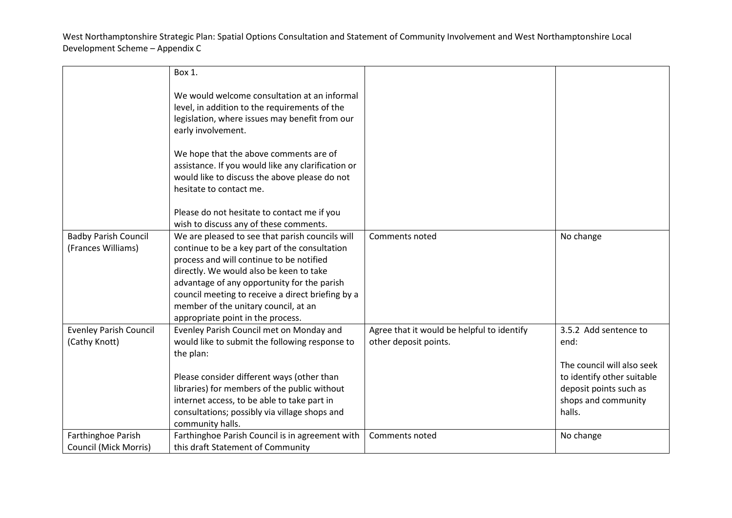| | | | |
|---|---|---|---|
| | Box 1.<br><br>We would welcome consultation at an informal level, in addition to the requirements of the legislation, where issues may benefit from our early involvement.<br><br>We hope that the above comments are of assistance. If you would like any clarification or would like to discuss the above please do not hesitate to contact me.<br><br>Please do not hesitate to contact me if you wish to discuss any of these comments. | | |
| Badby Parish Council (Frances Williams) | We are pleased to see that parish councils will continue to be a key part of the consultation process and will continue to be notified directly. We would also be keen to take advantage of any opportunity for the parish council meeting to receive a direct briefing by a member of the unitary council, at an appropriate point in the process. | Comments noted | No change |
| Evenley Parish Council (Cathy Knott) | Evenley Parish Council met on Monday and would like to submit the following response to the plan:<br><br>Please consider different ways (other than libraries) for members of the public without internet access, to be able to take part in consultations; possibly via village shops and community halls. | Agree that it would be helpful to identify other deposit points. | 3.5.2 Add sentence to end:<br><br>The council will also seek to identify other suitable deposit points such as shops and community halls. |
| Farthinghoe Parish Council (Mick Morris) | Farthinghoe Parish Council is in agreement with this draft Statement of Community | Comments noted | No change |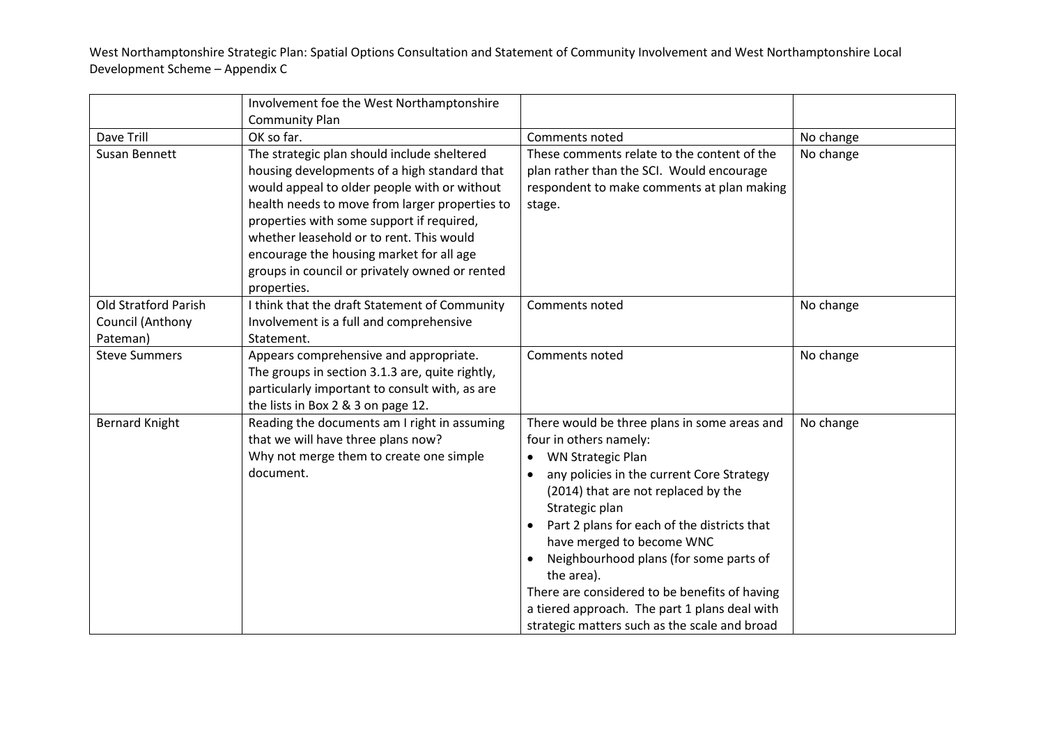| | Involvement foe the West Northamptonshire Community Plan | | |
|---|---|---|---|
| Dave Trill | OK so far. | Comments noted | No change |
| Susan Bennett | The strategic plan should include sheltered housing developments of a high standard that would appeal to older people with or without health needs to move from larger properties to properties with some support if required, whether leasehold or to rent. This would encourage the housing market for all age groups in council or privately owned or rented properties. | These comments relate to the content of the plan rather than the SCI. Would encourage respondent to make comments at plan making stage. | No change |
| Old Stratford Parish Council (Anthony Pateman) | I think that the draft Statement of Community Involvement is a full and comprehensive Statement. | Comments noted | No change |
| Steve Summers | Appears comprehensive and appropriate.<br>The groups in section 3.1.3 are, quite rightly, particularly important to consult with, as are the lists in Box 2 & 3 on page 12. | Comments noted | No change |
| Bernard Knight | Reading the documents am I right in assuming that we will have three plans now?<br>Why not merge them to create one simple document. | There would be three plans in some areas and four in others namely:<br>• WN Strategic Plan<br>• any policies in the current Core Strategy (2014) that are not replaced by the Strategic plan<br>• Part 2 plans for each of the districts that have merged to become WNC<br>• Neighbourhood plans (for some parts of the area).<br>There are considered to be benefits of having a tiered approach. The part 1 plans deal with strategic matters such as the scale and broad | No change |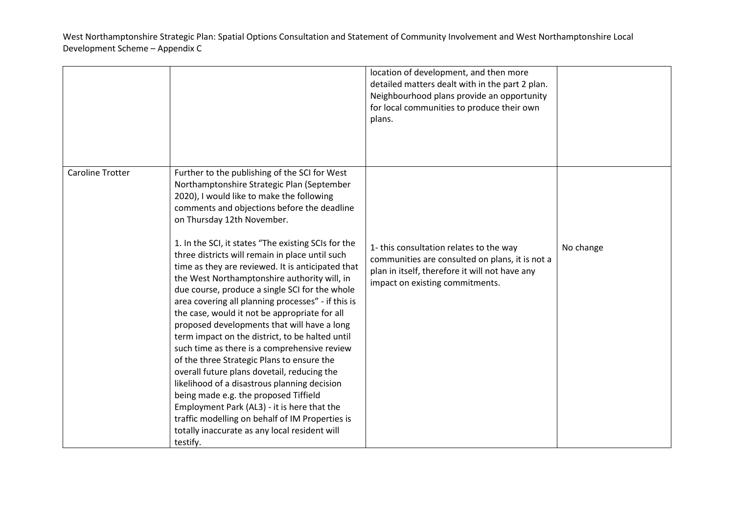| | | | |
|---|---|---|---|
| | | location of development, and then more detailed matters dealt with in the part 2 plan. Neighbourhood plans provide an opportunity for local communities to produce their own plans. | |
| Caroline Trotter | Further to the publishing of the SCI for West Northamptonshire Strategic Plan (September 2020), I would like to make the following comments and objections before the deadline on Thursday 12th November.<br><br>1. In the SCI, it states "The existing SCIs for the three districts will remain in place until such time as they are reviewed. It is anticipated that the West Northamptonshire authority will, in due course, produce a single SCI for the whole area covering all planning processes" - if this is the case, would it not be appropriate for all proposed developments that will have a long term impact on the district, to be halted until such time as there is a comprehensive review of the three Strategic Plans to ensure the overall future plans dovetail, reducing the likelihood of a disastrous planning decision being made e.g. the proposed Tiffield Employment Park (AL3) - it is here that the traffic modelling on behalf of IM Properties is totally inaccurate as any local resident will testify. | 1- this consultation relates to the way communities are consulted on plans, it is not a plan in itself, therefore it will not have any impact on existing commitments. | No change |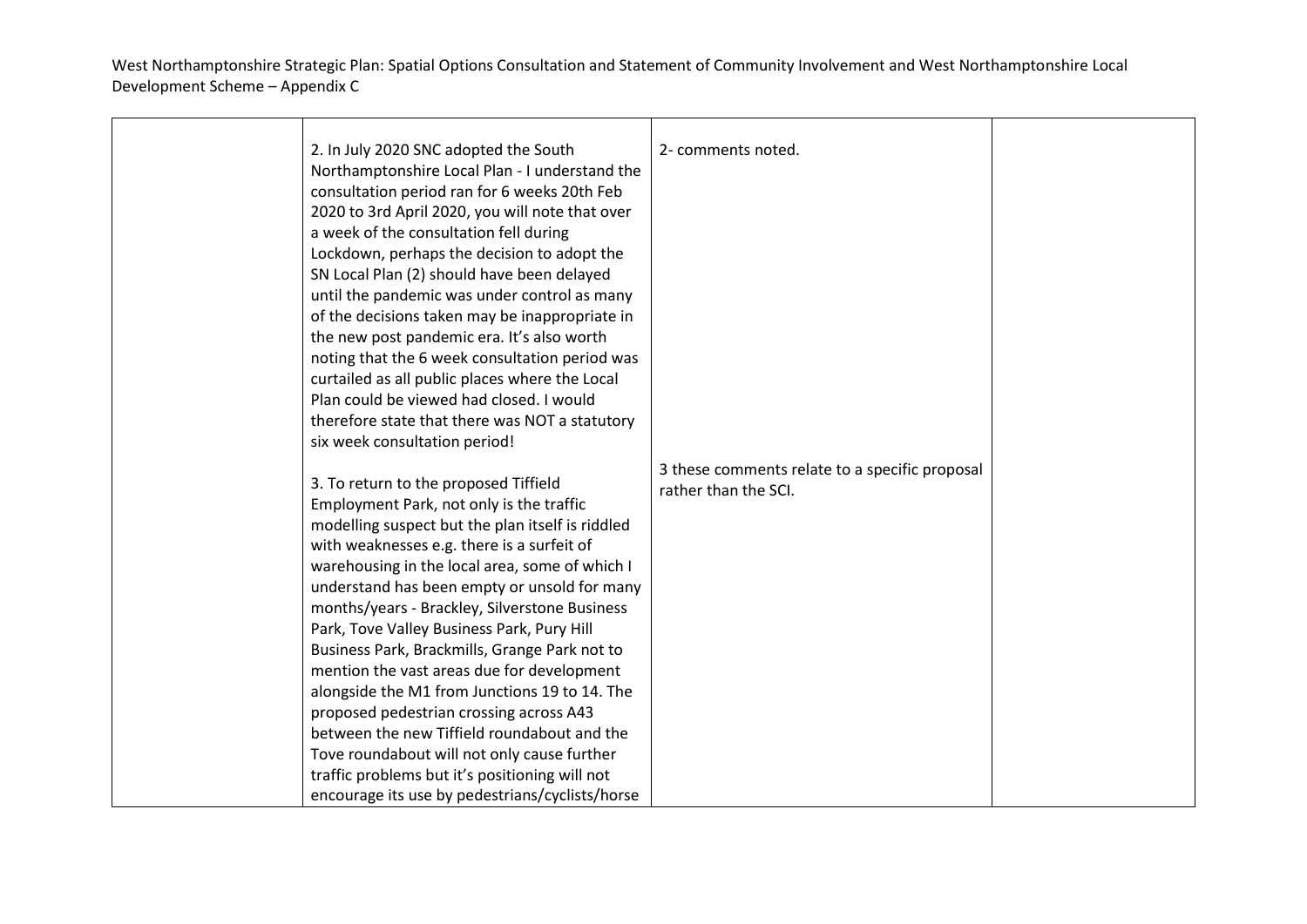| | | | |
|---|---|---|---|
| | 2. In July 2020 SNC adopted the South Northamptonshire Local Plan - I understand the consultation period ran for 6 weeks 20th Feb 2020 to 3rd April 2020, you will note that over a week of the consultation fell during Lockdown, perhaps the decision to adopt the SN Local Plan (2) should have been delayed until the pandemic was under control as many of the decisions taken may be inappropriate in the new post pandemic era. It's also worth noting that the 6 week consultation period was curtailed as all public places where the Local Plan could be viewed had closed. I would therefore state that there was NOT a statutory six week consultation period!<br><br>3. To return to the proposed Tiffield Employment Park, not only is the traffic modelling suspect but the plan itself is riddled with weaknesses e.g. there is a surfeit of warehousing in the local area, some of which I understand has been empty or unsold for many months/years - Brackley, Silverstone Business Park, Tove Valley Business Park, Pury Hill Business Park, Brackmills, Grange Park not to mention the vast areas due for development alongside the M1 from Junctions 19 to 14. The proposed pedestrian crossing across A43 between the new Tiffield roundabout and the Tove roundabout will not only cause further traffic problems but it's positioning will not encourage its use by pedestrians/cyclists/horse | 2- comments noted.<br><br>3 these comments relate to a specific proposal rather than the SCI. | |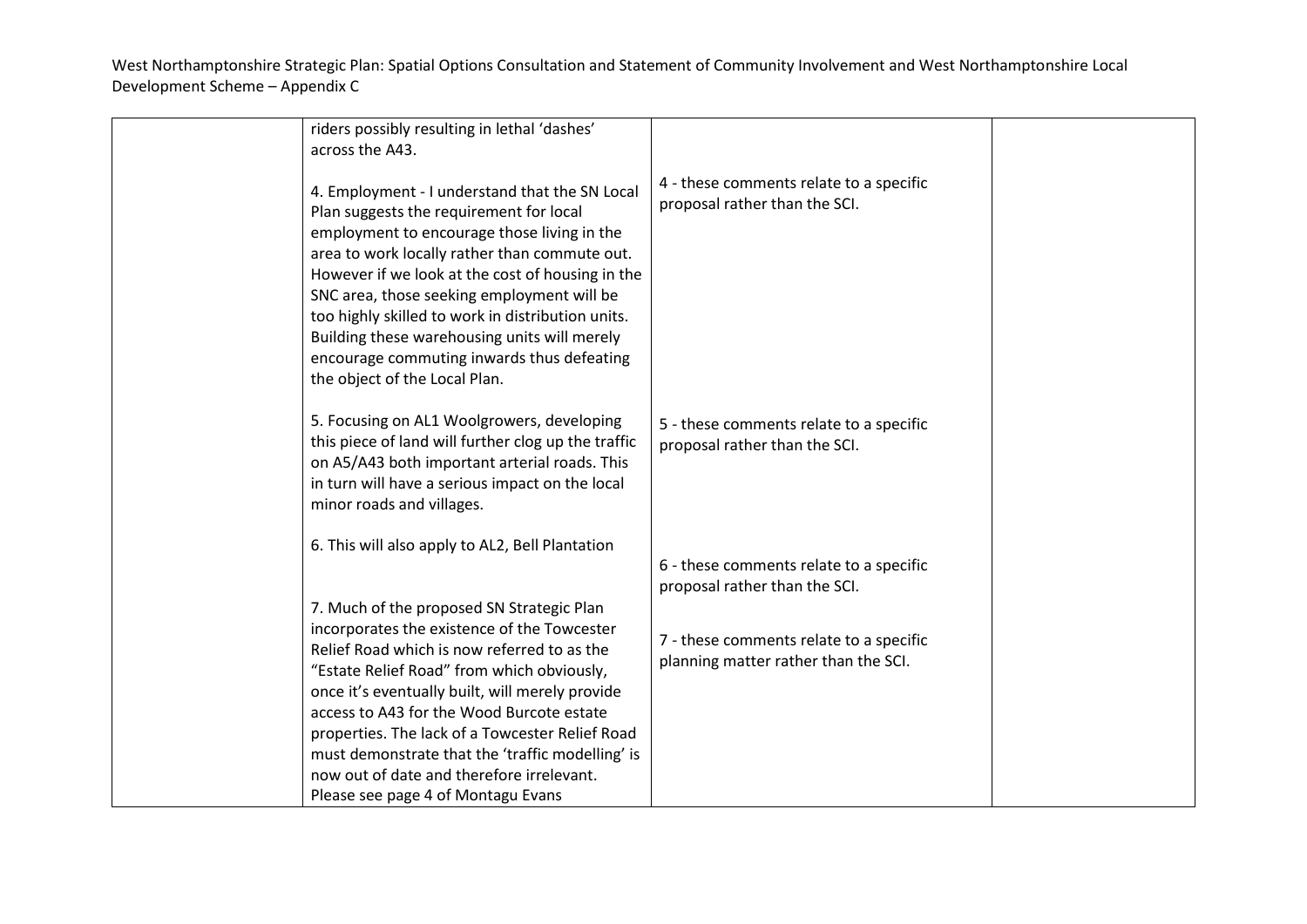| | | | |
|---|---|---|---|
| | riders possibly resulting in lethal 'dashes' across the A43.<br><br>4. Employment - I understand that the SN Local Plan suggests the requirement for local employment to encourage those living in the area to work locally rather than commute out. However if we look at the cost of housing in the SNC area, those seeking employment will be too highly skilled to work in distribution units. Building these warehousing units will merely encourage commuting inwards thus defeating the object of the Local Plan.<br><br>5. Focusing on AL1 Woolgrowers, developing this piece of land will further clog up the traffic on A5/A43 both important arterial roads. This in turn will have a serious impact on the local minor roads and villages.<br><br>6. This will also apply to AL2, Bell Plantation<br><br>7. Much of the proposed SN Strategic Plan incorporates the existence of the Towcester Relief Road which is now referred to as the "Estate Relief Road" from which obviously, once it's eventually built, will merely provide access to A43 for the Wood Burcote estate properties. The lack of a Towcester Relief Road must demonstrate that the 'traffic modelling' is now out of date and therefore irrelevant. Please see page 4 of Montagu Evans | 4 - these comments relate to a specific proposal rather than the SCI.<br><br>5 - these comments relate to a specific proposal rather than the SCI.<br><br>6 - these comments relate to a specific proposal rather than the SCI.<br><br>7 - these comments relate to a specific planning matter rather than the SCI. | |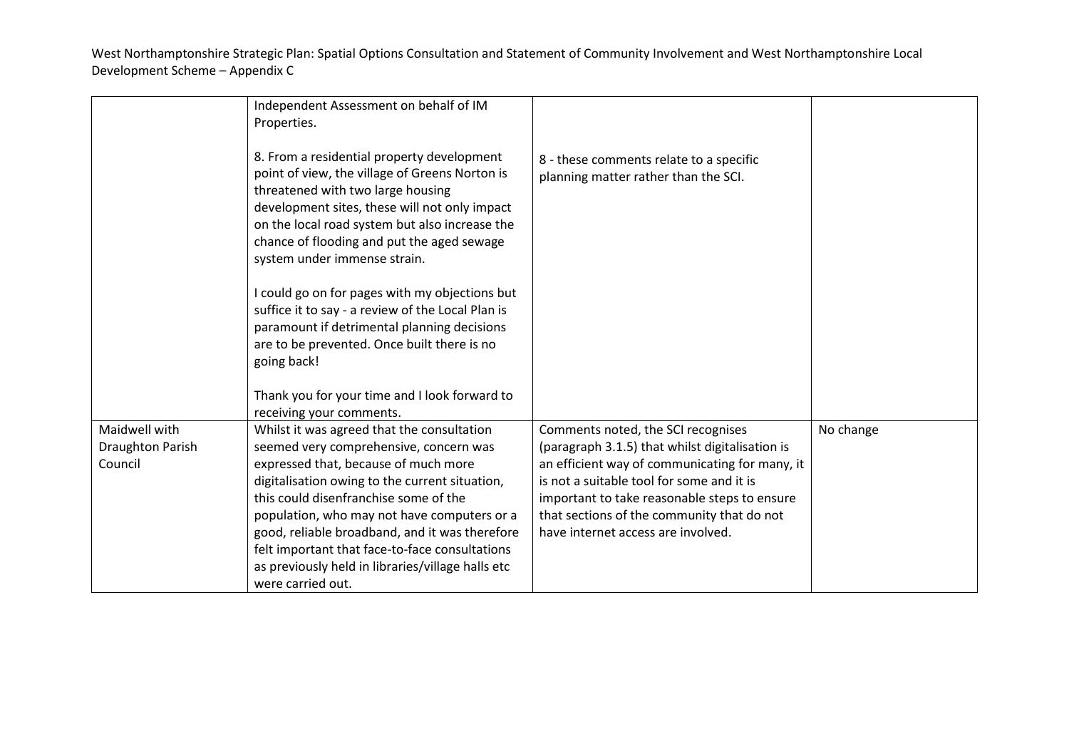| | | | |
|---|---|---|---|
| | Independent Assessment on behalf of IM Properties.<br><br>8. From a residential property development point of view, the village of Greens Norton is threatened with two large housing development sites, these will not only impact on the local road system but also increase the chance of flooding and put the aged sewage system under immense strain.<br><br>I could go on for pages with my objections but suffice it to say - a review of the Local Plan is paramount if detrimental planning decisions are to be prevented. Once built there is no going back!<br><br>Thank you for your time and I look forward to receiving your comments. | 8 - these comments relate to a specific planning matter rather than the SCI. | |
| Maidwell with Draughton Parish Council | Whilst it was agreed that the consultation seemed very comprehensive, concern was expressed that, because of much more digitalisation owing to the current situation, this could disenfranchise some of the population, who may not have computers or a good, reliable broadband, and it was therefore felt important that face-to-face consultations as previously held in libraries/village halls etc were carried out. | Comments noted, the SCI recognises (paragraph 3.1.5) that whilst digitalisation is an efficient way of communicating for many, it is not a suitable tool for some and it is important to take reasonable steps to ensure that sections of the community that do not have internet access are involved. | No change |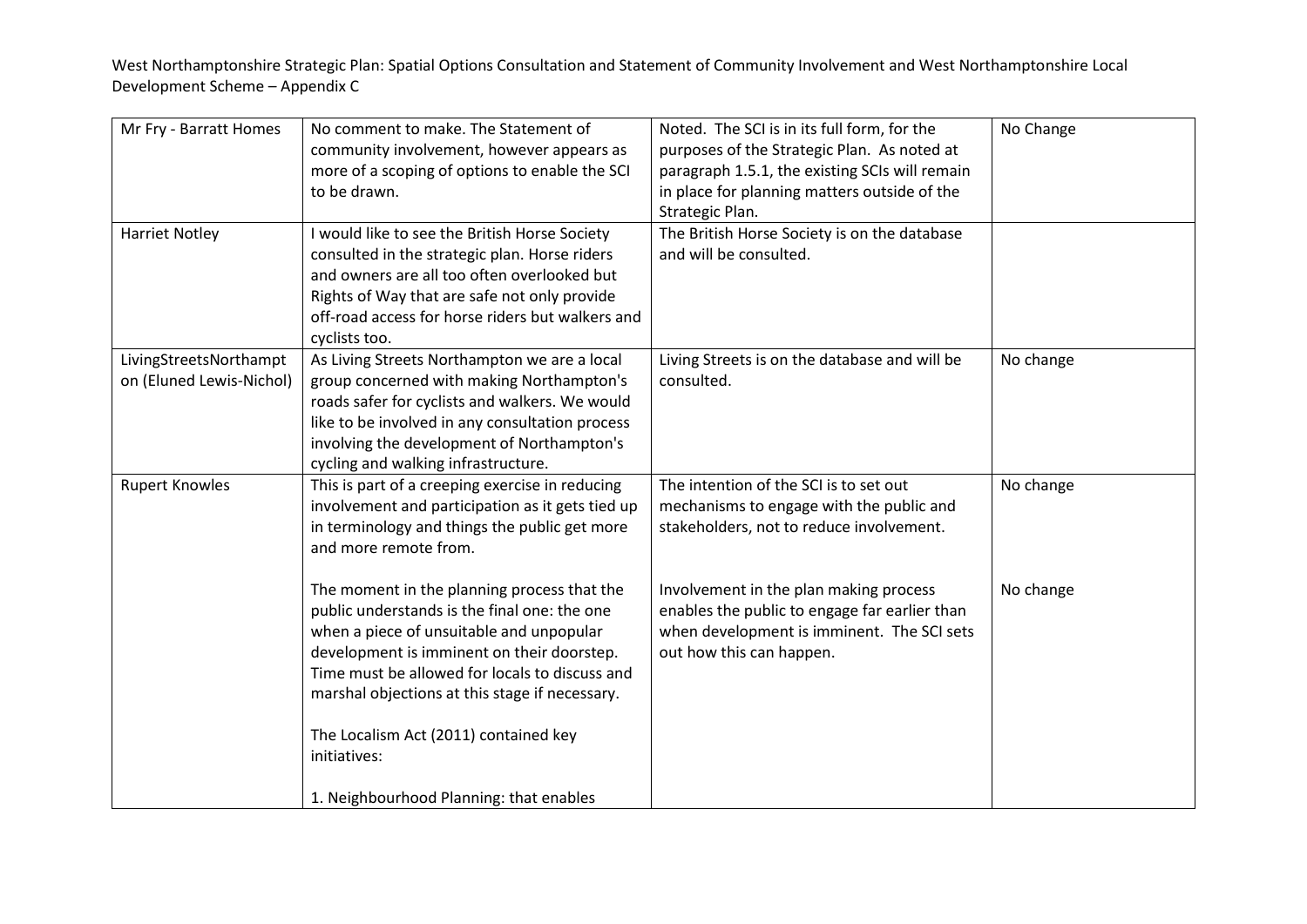| Mr Fry - Barratt Homes | No comment to make. The Statement of community involvement, however appears as more of a scoping of options to enable the SCI to be drawn. | Noted. The SCI is in its full form, for the purposes of the Strategic Plan. As noted at paragraph 1.5.1, the existing SCIs will remain in place for planning matters outside of the Strategic Plan. | No Change |
|---|---|---|---|
| Harriet Notley | I would like to see the British Horse Society consulted in the strategic plan. Horse riders and owners are all too often overlooked but Rights of Way that are safe not only provide off-road access for horse riders but walkers and cyclists too. | The British Horse Society is on the database and will be consulted. | |
| LivingStreetsNorthampton (Eluned Lewis-Nichol) | As Living Streets Northampton we are a local group concerned with making Northampton's roads safer for cyclists and walkers. We would like to be involved in any consultation process involving the development of Northampton's cycling and walking infrastructure. | Living Streets is on the database and will be consulted. | No change |
| Rupert Knowles | This is part of a creeping exercise in reducing involvement and participation as it gets tied up in terminology and things the public get more and more remote from. | The intention of the SCI is to set out mechanisms to engage with the public and stakeholders, not to reduce involvement. | No change |
| | The moment in the planning process that the public understands is the final one: the one when a piece of unsuitable and unpopular development is imminent on their doorstep. Time must be allowed for locals to discuss and marshal objections at this stage if necessary.<br><br>The Localism Act (2011) contained key initiatives:<br><br>1. Neighbourhood Planning: that enables | Involvement in the plan making process enables the public to engage far earlier than when development is imminent. The SCI sets out how this can happen. | No change |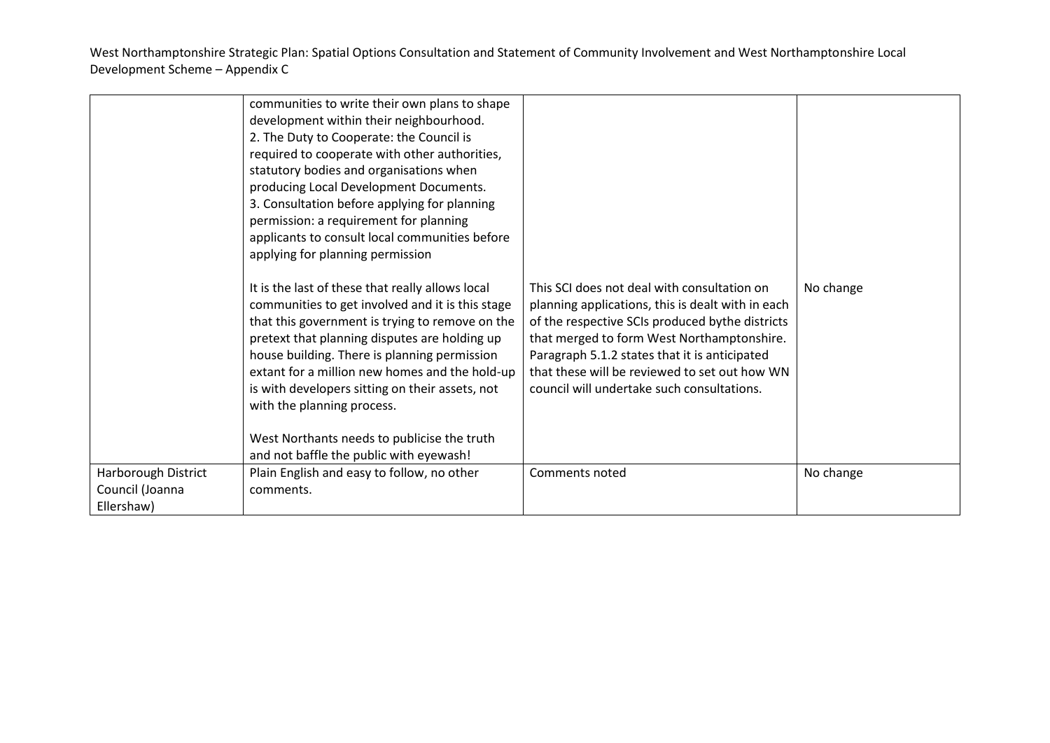| | | | |
|---|---|---|---|
| | communities to write their own plans to shape development within their neighbourhood.<br>2. The Duty to Cooperate: the Council is required to cooperate with other authorities, statutory bodies and organisations when producing Local Development Documents.<br>3. Consultation before applying for planning permission: a requirement for planning applicants to consult local communities before applying for planning permission<br><br>It is the last of these that really allows local communities to get involved and it is this stage that this government is trying to remove on the pretext that planning disputes are holding up house building. There is planning permission extant for a million new homes and the hold-up is with developers sitting on their assets, not with the planning process.<br><br>West Northants needs to publicise the truth and not baffle the public with eyewash! | This SCI does not deal with consultation on planning applications, this is dealt with in each of the respective SCIs produced bythe districts that merged to form West Northamptonshire. Paragraph 5.1.2 states that it is anticipated that these will be reviewed to set out how WN council will undertake such consultations. | No change |
| Harborough District Council (Joanna Ellershaw) | Plain English and easy to follow, no other comments. | Comments noted | No change |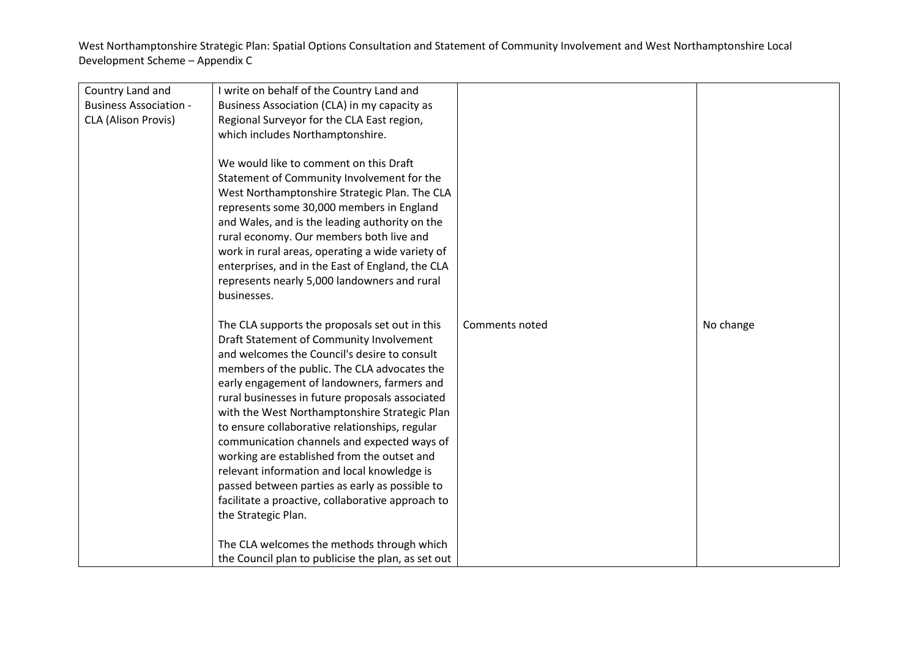| | | | |
|---|---|---|---|
| Country Land and Business Association - CLA (Alison Provis) | I write on behalf of the Country Land and Business Association (CLA) in my capacity as Regional Surveyor for the CLA East region, which includes Northamptonshire.<br><br>We would like to comment on this Draft Statement of Community Involvement for the West Northamptonshire Strategic Plan. The CLA represents some 30,000 members in England and Wales, and is the leading authority on the rural economy. Our members both live and work in rural areas, operating a wide variety of enterprises, and in the East of England, the CLA represents nearly 5,000 landowners and rural businesses.<br><br>The CLA supports the proposals set out in this Draft Statement of Community Involvement and welcomes the Council's desire to consult members of the public. The CLA advocates the early engagement of landowners, farmers and rural businesses in future proposals associated with the West Northamptonshire Strategic Plan to ensure collaborative relationships, regular communication channels and expected ways of working are established from the outset and relevant information and local knowledge is passed between parties as early as possible to facilitate a proactive, collaborative approach to the Strategic Plan.<br><br>The CLA welcomes the methods through which the Council plan to publicise the plan, as set out | Comments noted | No change |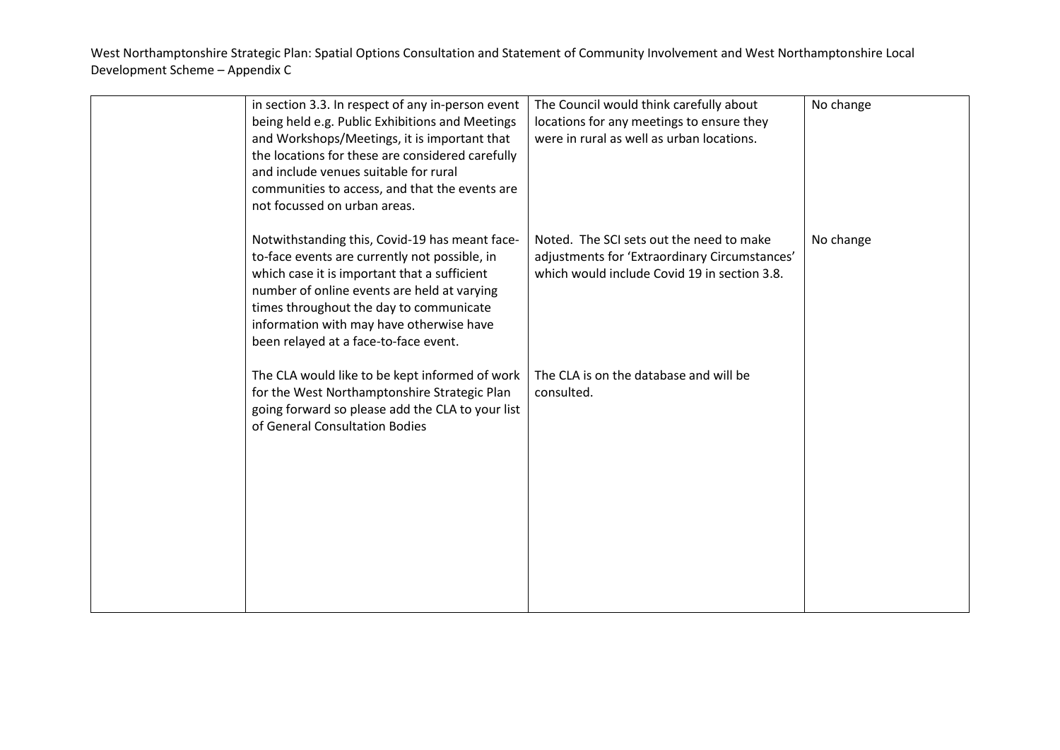| | | | |
|---|---|---|---|
| | in section 3.3. In respect of any in-person event being held e.g. Public Exhibitions and Meetings and Workshops/Meetings, it is important that the locations for these are considered carefully and include venues suitable for rural communities to access, and that the events are not focussed on urban areas. | The Council would think carefully about locations for any meetings to ensure they were in rural as well as urban locations. | No change |
| | Notwithstanding this, Covid-19 has meant face-to-face events are currently not possible, in which case it is important that a sufficient number of online events are held at varying times throughout the day to communicate information with may have otherwise have been relayed at a face-to-face event. | Noted. The SCI sets out the need to make adjustments for 'Extraordinary Circumstances' which would include Covid 19 in section 3.8. | No change |
| | The CLA would like to be kept informed of work for the West Northamptonshire Strategic Plan going forward so please add the CLA to your list of General Consultation Bodies | The CLA is on the database and will be consulted. | |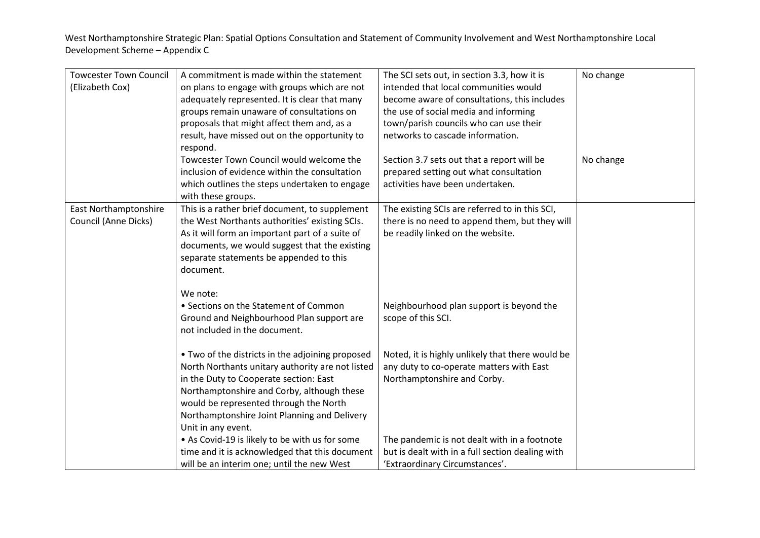West Northamptonshire Strategic Plan: Spatial Options Consultation and Statement of Community Involvement and West Northamptonshire Local Development Scheme – Appendix C

| | | | |
|---|---|---|---|
| Towcester Town Council (Elizabeth Cox) | A commitment is made within the statement on plans to engage with groups which are not adequately represented. It is clear that many groups remain unaware of consultations on proposals that might affect them and, as a result, have missed out on the opportunity to respond. | The SCI sets out, in section 3.3, how it is intended that local communities would become aware of consultations, this includes the use of social media and informing town/parish councils who can use their networks to cascade information. | No change |
| | Towcester Town Council would welcome the inclusion of evidence within the consultation which outlines the steps undertaken to engage with these groups. | Section 3.7 sets out that a report will be prepared setting out what consultation activities have been undertaken. | No change |
| East Northamptonshire Council (Anne Dicks) | This is a rather brief document, to supplement the West Northants authorities' existing SCIs. As it will form an important part of a suite of documents, we would suggest that the existing separate statements be appended to this document. | The existing SCIs are referred to in this SCI, there is no need to append them, but they will be readily linked on the website. | |
| | We note:<br>• Sections on the Statement of Common Ground and Neighbourhood Plan support are not included in the document. | Neighbourhood plan support is beyond the scope of this SCI. | |
| | • Two of the districts in the adjoining proposed North Northants unitary authority are not listed in the Duty to Cooperate section: East Northamptonshire and Corby, although these would be represented through the North Northamptonshire Joint Planning and Delivery Unit in any event. | Noted, it is highly unlikely that there would be any duty to co-operate matters with East Northamptonshire and Corby. | |
| | • As Covid-19 is likely to be with us for some time and it is acknowledged that this document will be an interim one; until the new West | The pandemic is not dealt with in a footnote but is dealt with in a full section dealing with 'Extraordinary Circumstances'. | |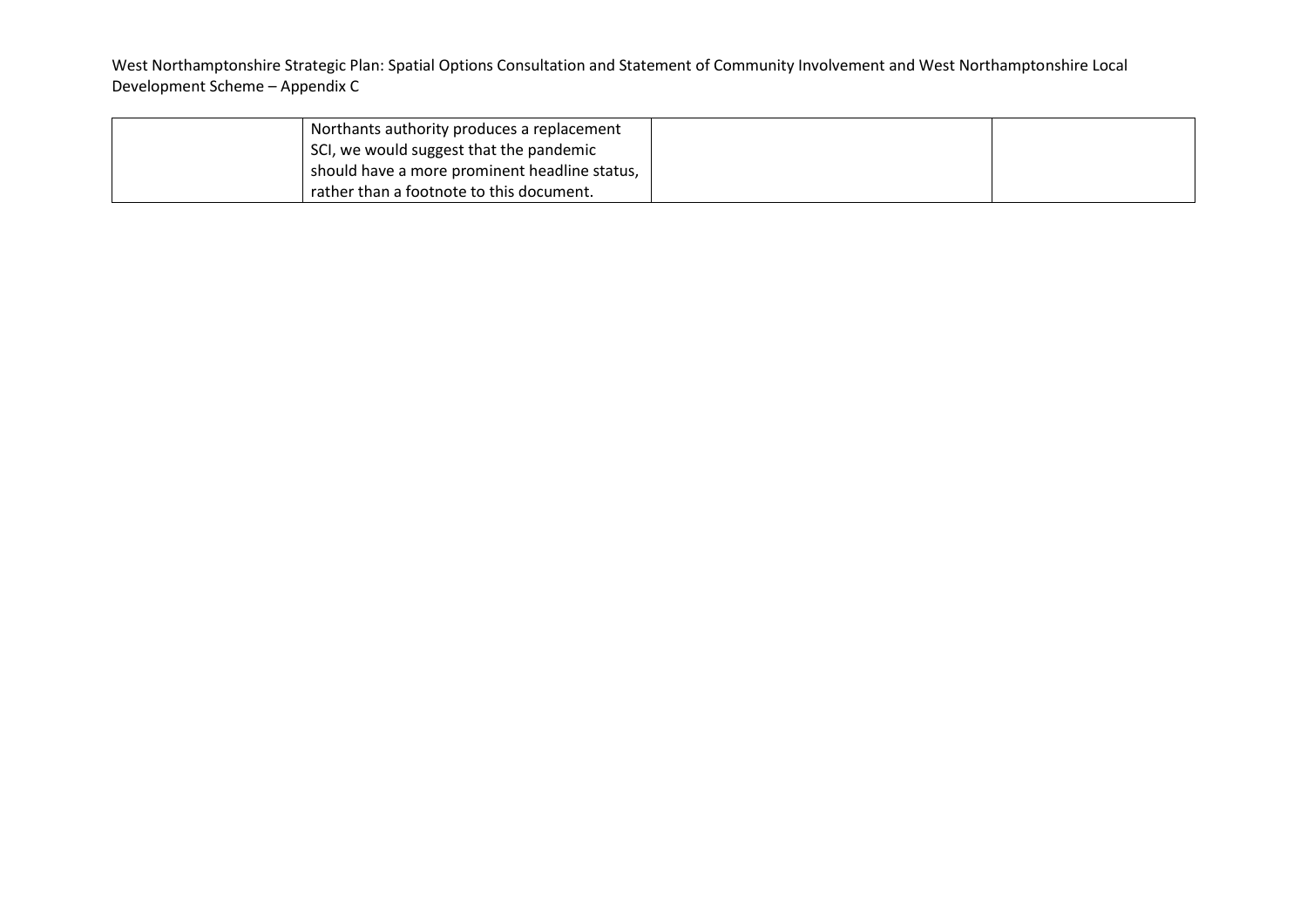|  | Northants authority produces a replacement SCI, we would suggest that the pandemic should have a more prominent headline status, rather than a footnote to this document. |  |  |
|---|---|---|---|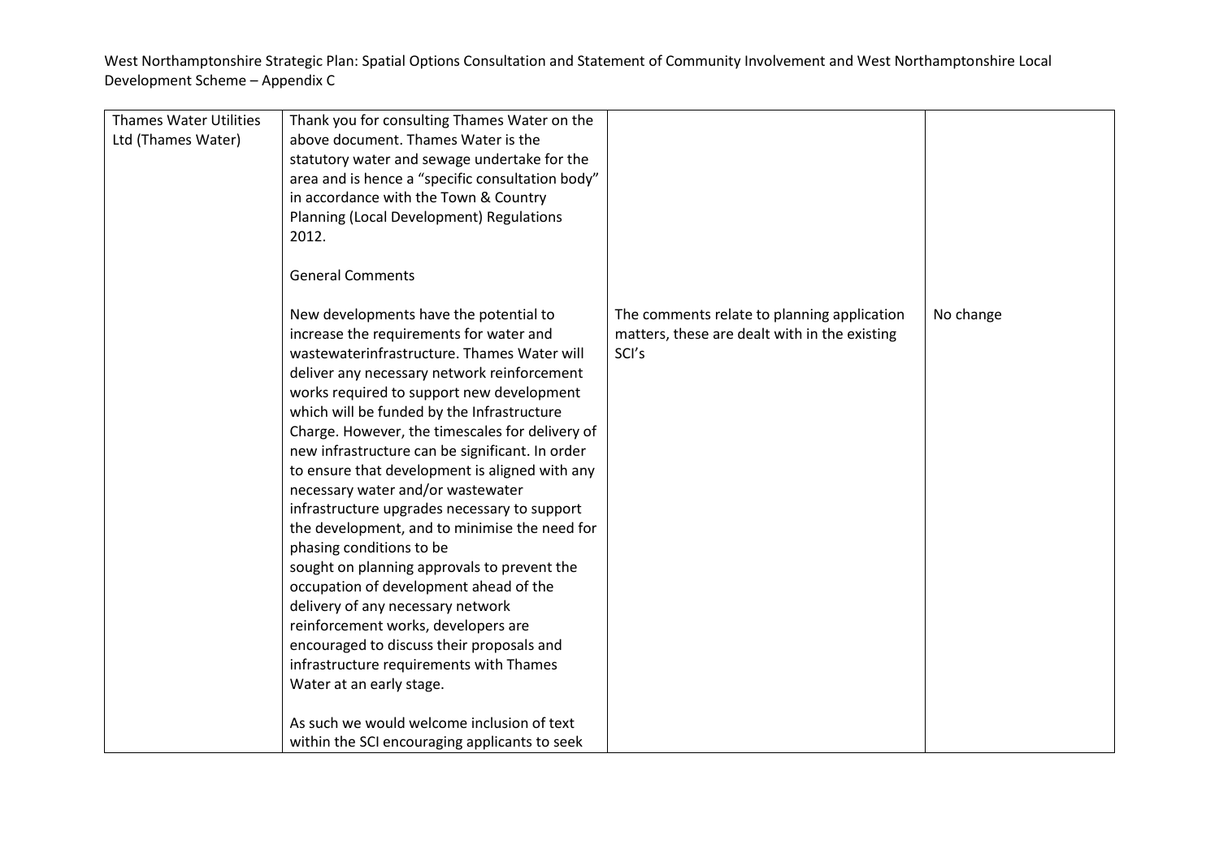| Thames Water Utilities Ltd (Thames Water) | Thank you for consulting Thames Water on the above document. Thames Water is the statutory water and sewage undertake for the area and is hence a "specific consultation body" in accordance with the Town & Country Planning (Local Development) Regulations 2012.<br><br>General Comments<br><br>New developments have the potential to increase the requirements for water and wastewaterinfrastructure. Thames Water will deliver any necessary network reinforcement works required to support new development which will be funded by the Infrastructure Charge. However, the timescales for delivery of new infrastructure can be significant. In order to ensure that development is aligned with any necessary water and/or wastewater infrastructure upgrades necessary to support the development, and to minimise the need for phasing conditions to be sought on planning approvals to prevent the occupation of development ahead of the delivery of any necessary network reinforcement works, developers are encouraged to discuss their proposals and infrastructure requirements with Thames Water at an early stage.<br><br>As such we would welcome inclusion of text within the SCI encouraging applicants to seek | The comments relate to planning application matters, these are dealt with in the existing SCI's | No change |
|---|---|---|---|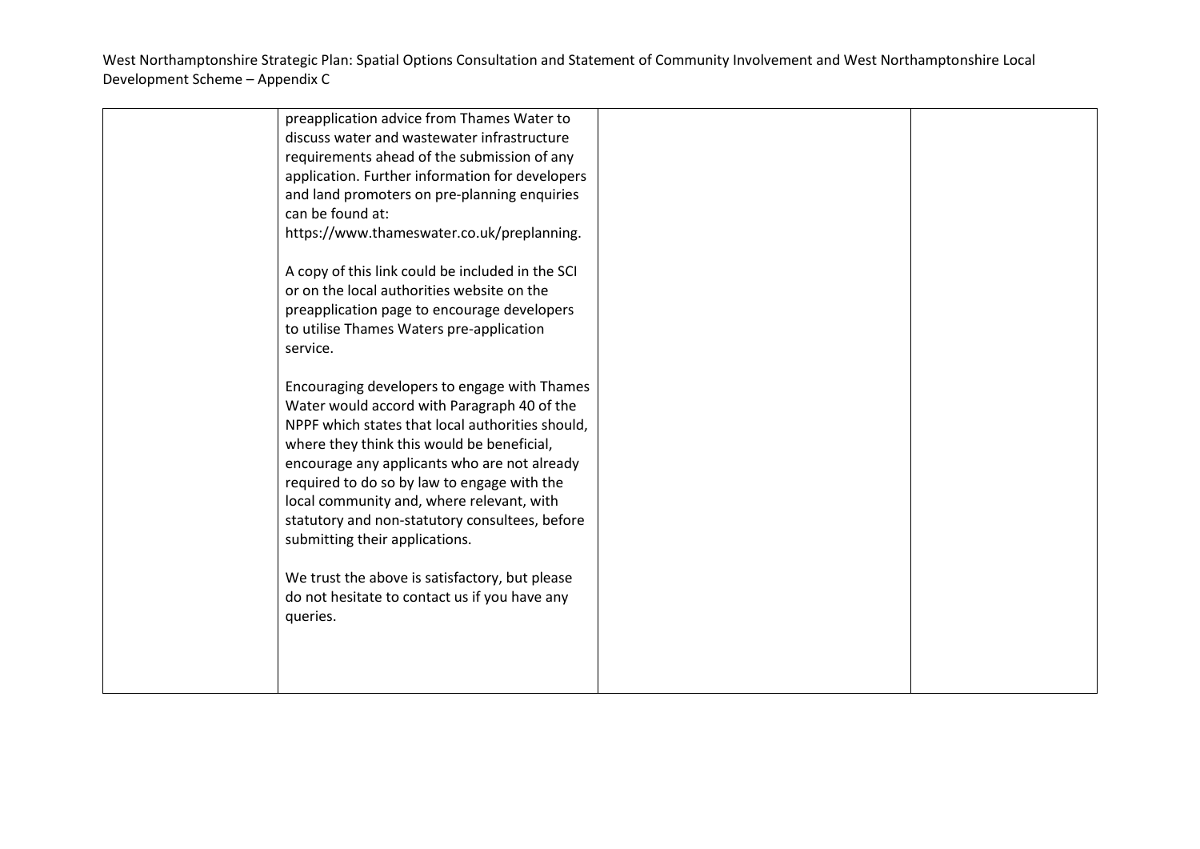| | | | |
|---|---|---|---|
| | preapplication advice from Thames Water to discuss water and wastewater infrastructure requirements ahead of the submission of any application. Further information for developers and land promoters on pre-planning enquiries can be found at: https://www.thameswater.co.uk/preplanning.<br><br>A copy of this link could be included in the SCI or on the local authorities website on the preapplication page to encourage developers to utilise Thames Waters pre-application service.<br><br>Encouraging developers to engage with Thames Water would accord with Paragraph 40 of the NPPF which states that local authorities should, where they think this would be beneficial, encourage any applicants who are not already required to do so by law to engage with the local community and, where relevant, with statutory and non-statutory consultees, before submitting their applications.<br><br>We trust the above is satisfactory, but please do not hesitate to contact us if you have any queries. | | |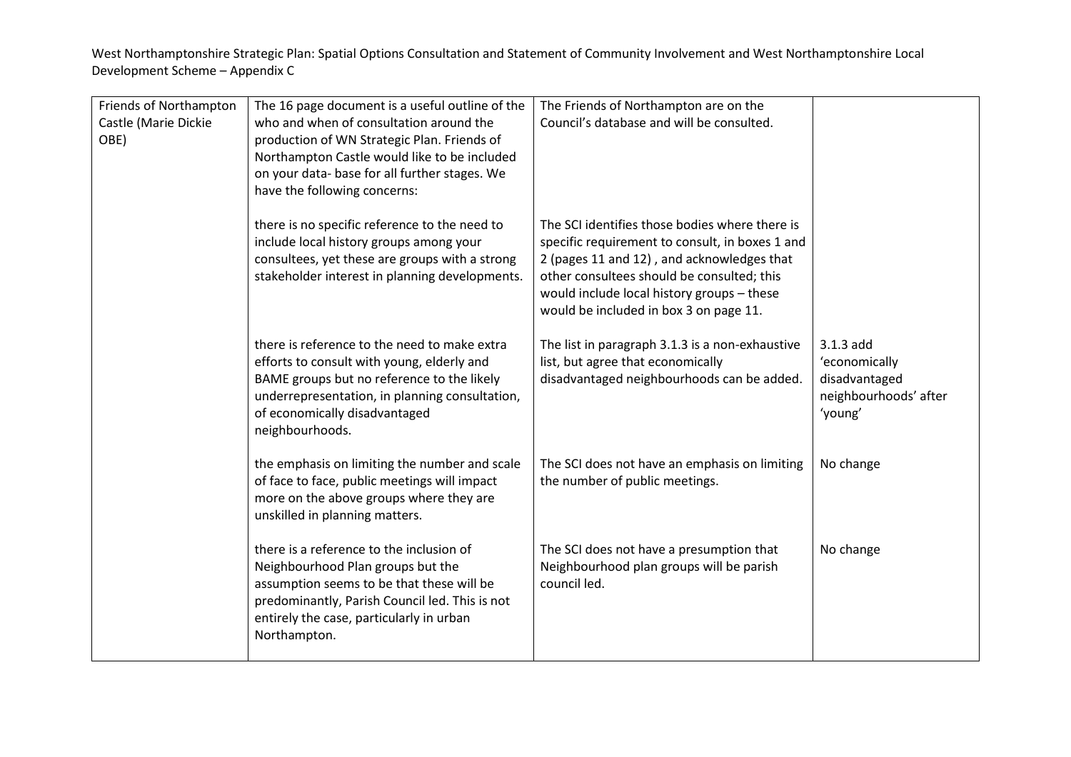| Friends of Northampton Castle (Marie Dickie OBE) | The 16 page document is a useful outline of the who and when of consultation around the production of WN Strategic Plan. Friends of Northampton Castle would like to be included on your data- base for all further stages. We have the following concerns: | The Friends of Northampton are on the Council's database and will be consulted. | |
|---|---|---|---|
| | there is no specific reference to the need to include local history groups among your consultees, yet these are groups with a strong stakeholder interest in planning developments. | The SCI identifies those bodies where there is specific requirement to consult, in boxes 1 and 2 (pages 11 and 12) , and acknowledges that other consultees should be consulted; this would include local history groups – these would be included in box 3 on page 11. | |
| | there is reference to the need to make extra efforts to consult with young, elderly and BAME groups but no reference to the likely underrepresentation, in planning consultation, of economically disadvantaged neighbourhoods. | The list in paragraph 3.1.3 is a non-exhaustive list, but agree that economically disadvantaged neighbourhoods can be added. | 3.1.3 add 'economically disadvantaged neighbourhoods' after 'young' |
| | the emphasis on limiting the number and scale of face to face, public meetings will impact more on the above groups where they are unskilled in planning matters. | The SCI does not have an emphasis on limiting the number of public meetings. | No change |
| | there is a reference to the inclusion of Neighbourhood Plan groups but the assumption seems to be that these will be predominantly, Parish Council led. This is not entirely the case, particularly in urban Northampton. | The SCI does not have a presumption that Neighbourhood plan groups will be parish council led. | No change |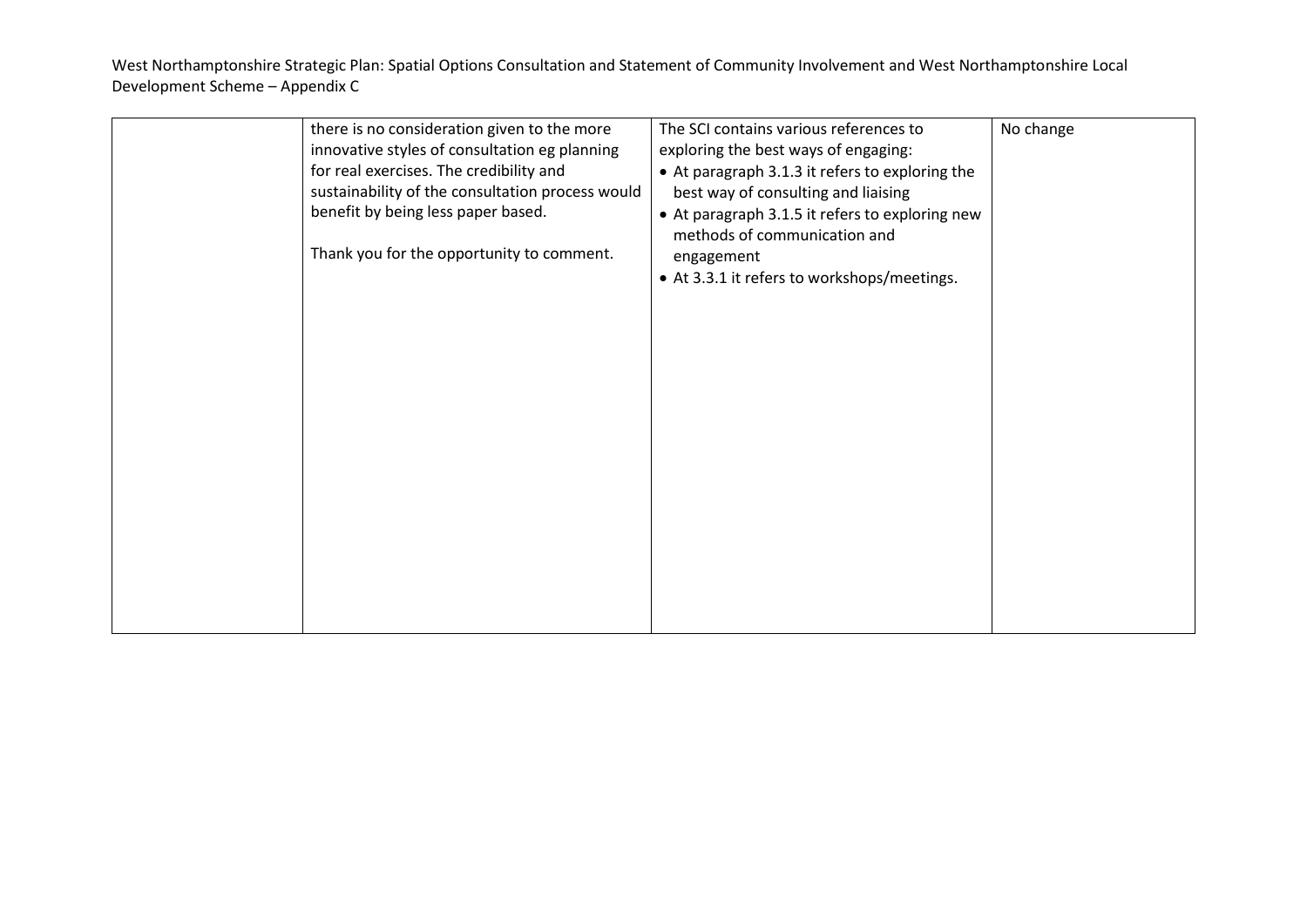| | | | |
|---|---|---|---|
| | there is no consideration given to the more innovative styles of consultation eg planning for real exercises. The credibility and sustainability of the consultation process would benefit by being less paper based.<br><br>Thank you for the opportunity to comment. | The SCI contains various references to exploring the best ways of engaging:<br>• At paragraph 3.1.3 it refers to exploring the best way of consulting and liaising<br>• At paragraph 3.1.5 it refers to exploring new methods of communication and engagement<br>• At 3.3.1 it refers to workshops/meetings. | No change |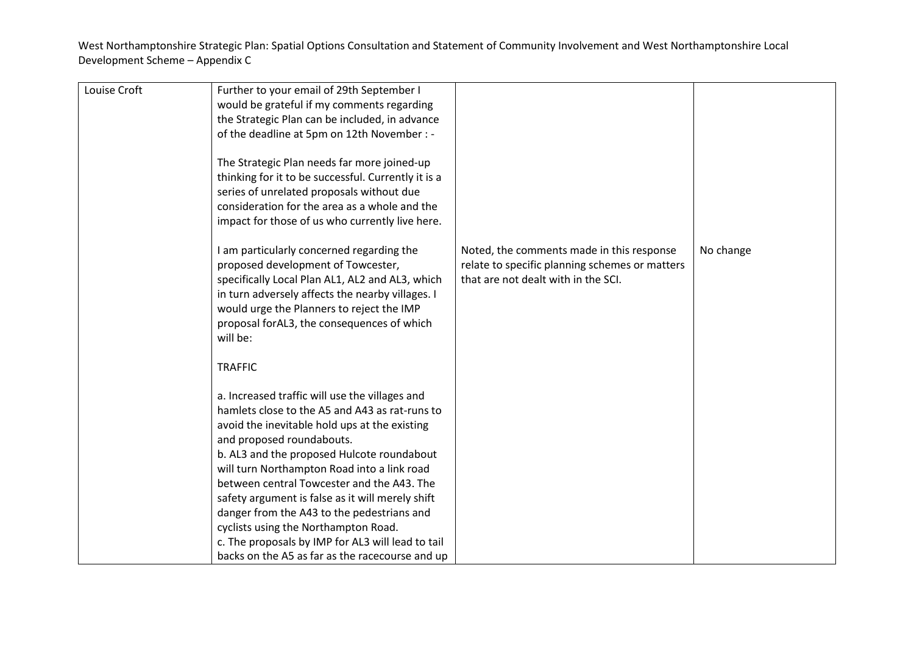| | | | |
|---|---|---|---|
| Louise Croft | Further to your email of 29th September I would be grateful if my comments regarding the Strategic Plan can be included, in advance of the deadline at 5pm on 12th November : -<br><br>The Strategic Plan needs far more joined-up thinking for it to be successful. Currently it is a series of unrelated proposals without due consideration for the area as a whole and the impact for those of us who currently live here.<br><br>I am particularly concerned regarding the proposed development of Towcester, specifically Local Plan AL1, AL2 and AL3, which in turn adversely affects the nearby villages. I would urge the Planners to reject the IMP proposal forAL3, the consequences of which will be:<br><br>TRAFFIC<br><br>a. Increased traffic will use the villages and hamlets close to the A5 and A43 as rat-runs to avoid the inevitable hold ups at the existing and proposed roundabouts.<br>b. AL3 and the proposed Hulcote roundabout will turn Northampton Road into a link road between central Towcester and the A43. The safety argument is false as it will merely shift danger from the A43 to the pedestrians and cyclists using the Northampton Road.<br>c. The proposals by IMP for AL3 will lead to tail backs on the A5 as far as the racecourse and up | Noted, the comments made in this response relate to specific planning schemes or matters that are not dealt with in the SCI. | No change |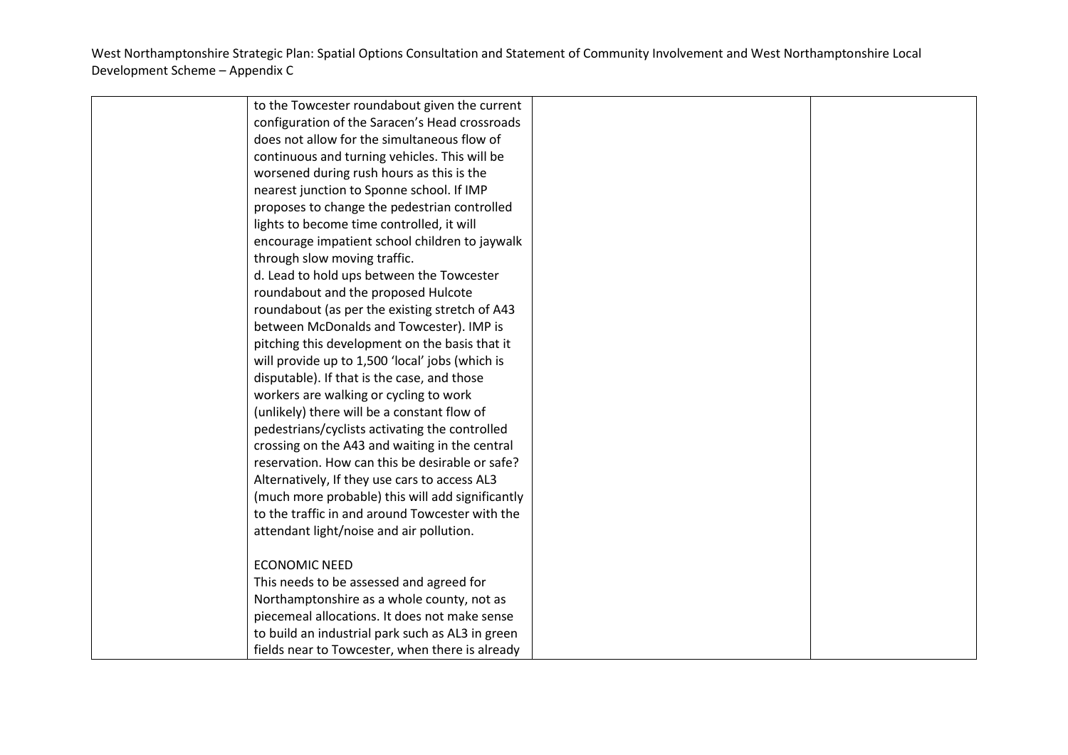| | | | |
|---|---|---|---|
| | to the Towcester roundabout given the current configuration of the Saracen's Head crossroads does not allow for the simultaneous flow of continuous and turning vehicles. This will be worsened during rush hours as this is the nearest junction to Sponne school. If IMP proposes to change the pedestrian controlled lights to become time controlled, it will encourage impatient school children to jaywalk through slow moving traffic.<br>d. Lead to hold ups between the Towcester roundabout and the proposed Hulcote roundabout (as per the existing stretch of A43 between McDonalds and Towcester). IMP is pitching this development on the basis that it will provide up to 1,500 'local' jobs (which is disputable). If that is the case, and those workers are walking or cycling to work (unlikely) there will be a constant flow of pedestrians/cyclists activating the controlled crossing on the A43 and waiting in the central reservation. How can this be desirable or safe? Alternatively, If they use cars to access AL3 (much more probable) this will add significantly to the traffic in and around Towcester with the attendant light/noise and air pollution.<br><br>ECONOMIC NEED<br>This needs to be assessed and agreed for Northamptonshire as a whole county, not as piecemeal allocations. It does not make sense to build an industrial park such as AL3 in green fields near to Towcester, when there is already | | |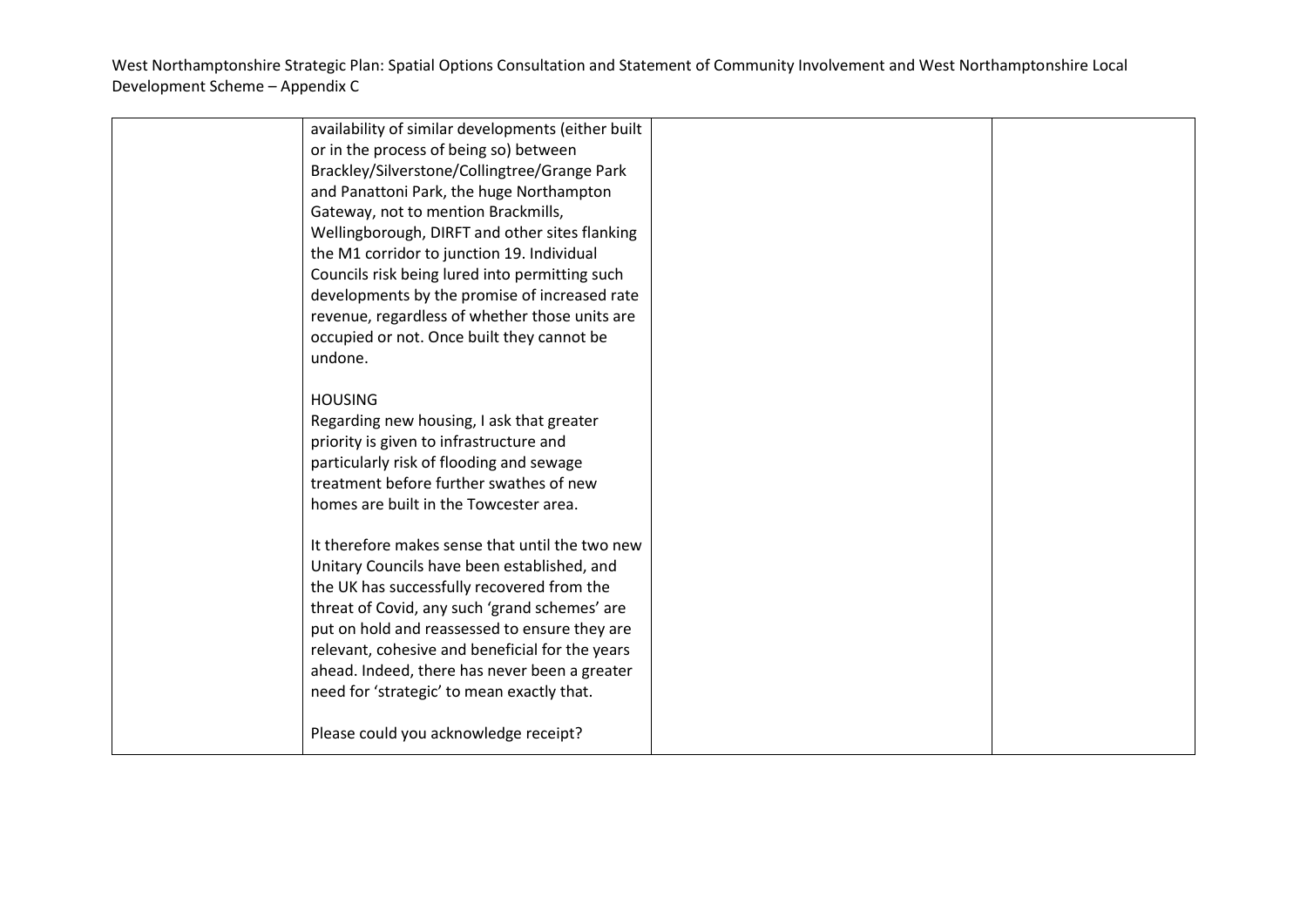| | | | |
|---|---|---|---|
| | availability of similar developments (either built or in the process of being so) between Brackley/Silverstone/Collingtree/Grange Park and Panattoni Park, the huge Northampton Gateway, not to mention Brackmills, Wellingborough, DIRFT and other sites flanking the M1 corridor to junction 19. Individual Councils risk being lured into permitting such developments by the promise of increased rate revenue, regardless of whether those units are occupied or not. Once built they cannot be undone.<br><br>HOUSING<br>Regarding new housing, I ask that greater priority is given to infrastructure and particularly risk of flooding and sewage treatment before further swathes of new homes are built in the Towcester area.<br><br>It therefore makes sense that until the two new Unitary Councils have been established, and the UK has successfully recovered from the threat of Covid, any such 'grand schemes' are put on hold and reassessed to ensure they are relevant, cohesive and beneficial for the years ahead. Indeed, there has never been a greater need for 'strategic' to mean exactly that.<br><br>Please could you acknowledge receipt? | | |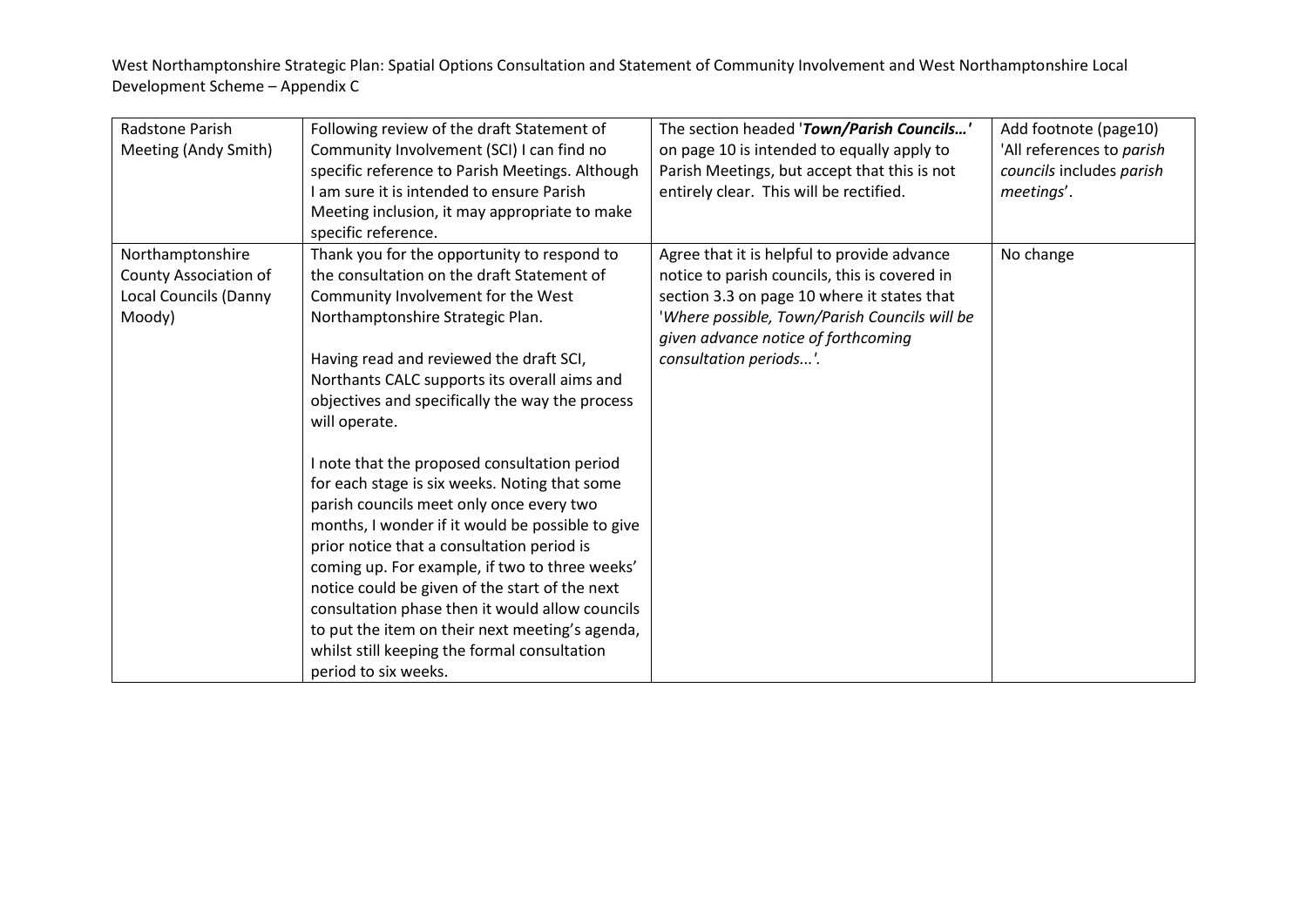| Radstone Parish Meeting (Andy Smith) | Following review of the draft Statement of Community Involvement (SCI) I can find no specific reference to Parish Meetings. Although I am sure it is intended to ensure Parish Meeting inclusion, it may appropriate to make specific reference. | The section headed '***Town/Parish Councils…***' on page 10 is intended to equally apply to Parish Meetings, but accept that this is not entirely clear. This will be rectified. | Add footnote (page10) 'All references to *parish councils* includes *parish meetings*'. |
|---|---|---|---|
| Northamptonshire County Association of Local Councils (Danny Moody) | Thank you for the opportunity to respond to the consultation on the draft Statement of Community Involvement for the West Northamptonshire Strategic Plan.<br><br>Having read and reviewed the draft SCI, Northants CALC supports its overall aims and objectives and specifically the way the process will operate.<br><br>I note that the proposed consultation period for each stage is six weeks. Noting that some parish councils meet only once every two months, I wonder if it would be possible to give prior notice that a consultation period is coming up. For example, if two to three weeks' notice could be given of the start of the next consultation phase then it would allow councils to put the item on their next meeting's agenda, whilst still keeping the formal consultation period to six weeks. | Agree that it is helpful to provide advance notice to parish councils, this is covered in section 3.3 on page 10 where it states that '*Where possible, Town/Parish Councils will be given advance notice of forthcoming consultation periods...'*. | No change |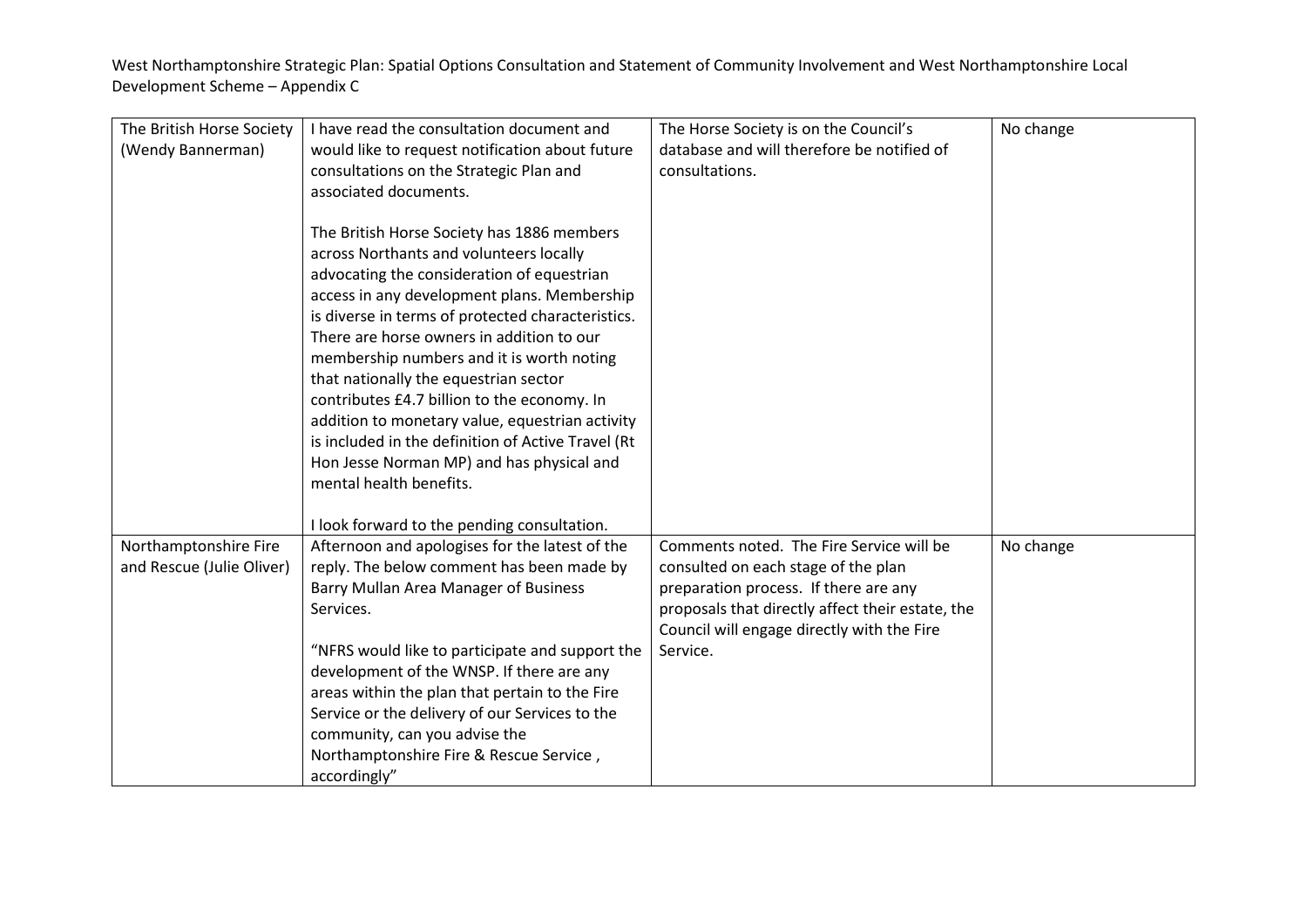| | | | |
|---|---|---|---|
| The British Horse Society (Wendy Bannerman) | I have read the consultation document and would like to request notification about future consultations on the Strategic Plan and associated documents.<br><br>The British Horse Society has 1886 members across Northants and volunteers locally advocating the consideration of equestrian access in any development plans. Membership is diverse in terms of protected characteristics. There are horse owners in addition to our membership numbers and it is worth noting that nationally the equestrian sector contributes £4.7 billion to the economy. In addition to monetary value, equestrian activity is included in the definition of Active Travel (Rt Hon Jesse Norman MP) and has physical and mental health benefits.<br><br>I look forward to the pending consultation. | The Horse Society is on the Council's database and will therefore be notified of consultations. | No change |
| Northamptonshire Fire and Rescue (Julie Oliver) | Afternoon and apologises for the latest of the reply. The below comment has been made by Barry Mullan Area Manager of Business Services.<br><br>"NFRS would like to participate and support the development of the WNSP. If there are any areas within the plan that pertain to the Fire Service or the delivery of our Services to the community, can you advise the Northamptonshire Fire & Rescue Service , accordingly" | Comments noted. The Fire Service will be consulted on each stage of the plan preparation process. If there are any proposals that directly affect their estate, the Council will engage directly with the Fire Service. | No change |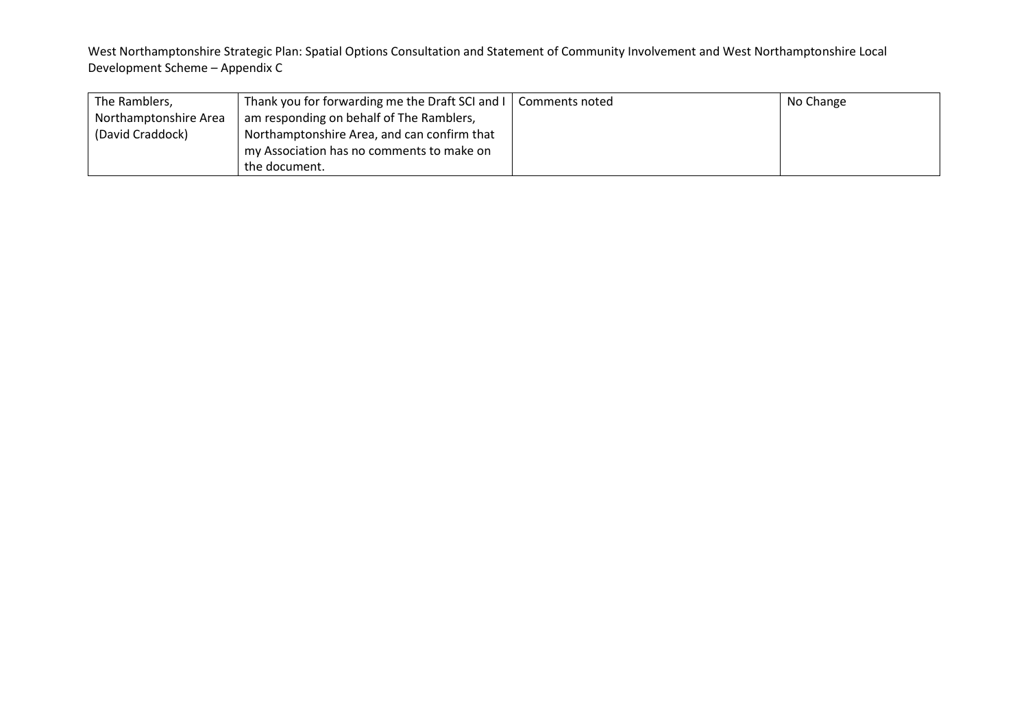| | | | |
|---|---|---|---|
| The Ramblers, Northamptonshire Area (David Craddock) | Thank you for forwarding me the Draft SCI and I am responding on behalf of The Ramblers, Northamptonshire Area, and can confirm that my Association has no comments to make on the document. | Comments noted | No Change |